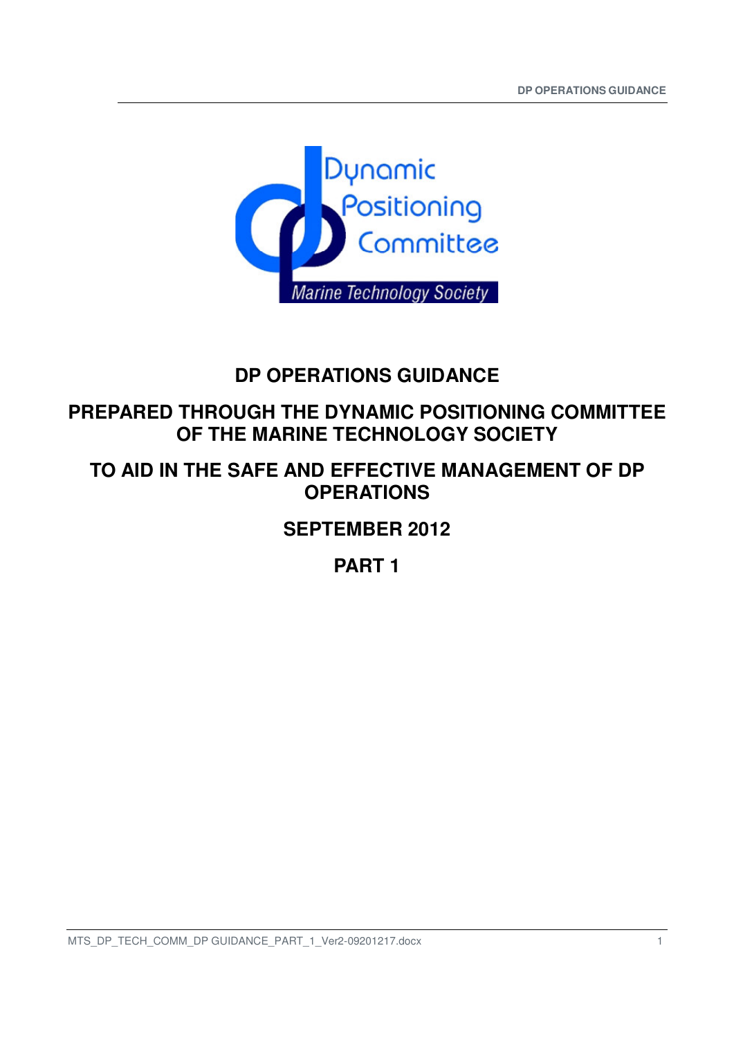Dynamic Positioning Committee

Marine Technology Society

# DP OPERATIONS GUIDANCE

## PREPARED THROUGH THE DYNAMIC POSITIONING COMMITTEE OF THE MARINE TECHNOLOGY SOCIETY

## TO AID IN THE SAFE AND EFFECTIVE MANAGEMENT OF DP OPERATIONS

## SEPTEMBER 2012

## PART 1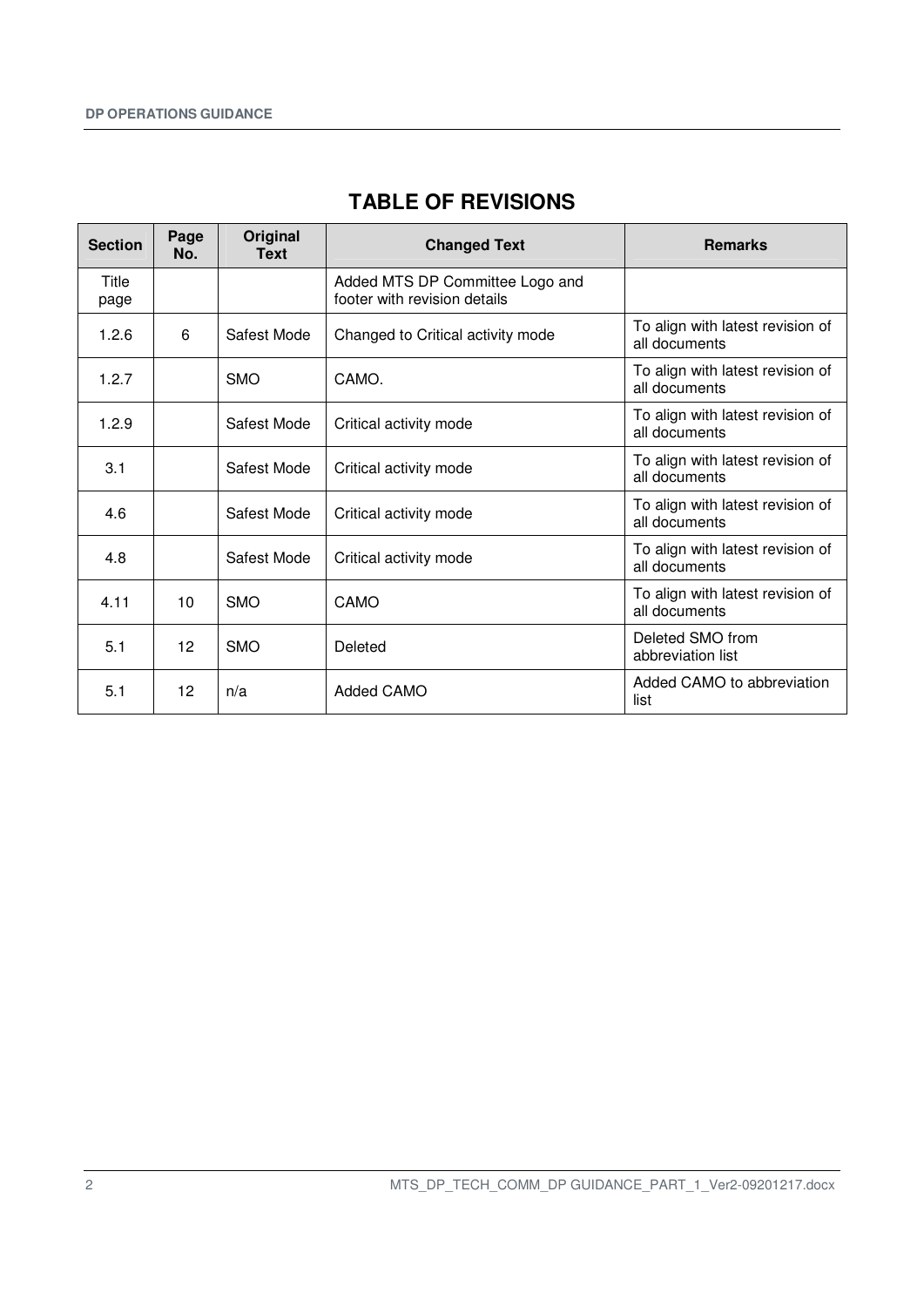# TABLE OF REVISIONS

| Section | Page No. | Original Text | Changed Text | Remarks |
|---|---|---|---|---|
| Title page | | | Added MTS DP Committee Logo and footer with revision details | |
| 1.2.6 | 6 | Safest Mode | Changed to Critical activity mode | To align with latest revision of all documents |
| 1.2.7 | | SMO | CAMO. | To align with latest revision of all documents |
| 1.2.9 | | Safest Mode | Critical activity mode | To align with latest revision of all documents |
| 3.1 | | Safest Mode | Critical activity mode | To align with latest revision of all documents |
| 4.6 | | Safest Mode | Critical activity mode | To align with latest revision of all documents |
| 4.8 | | Safest Mode | Critical activity mode | To align with latest revision of all documents |
| 4.11 | 10 | SMO | CAMO | To align with latest revision of all documents |
| 5.1 | 12 | SMO | Deleted | Deleted SMO from abbreviation list |
| 5.1 | 12 | n/a | Added CAMO | Added CAMO to abbreviation list |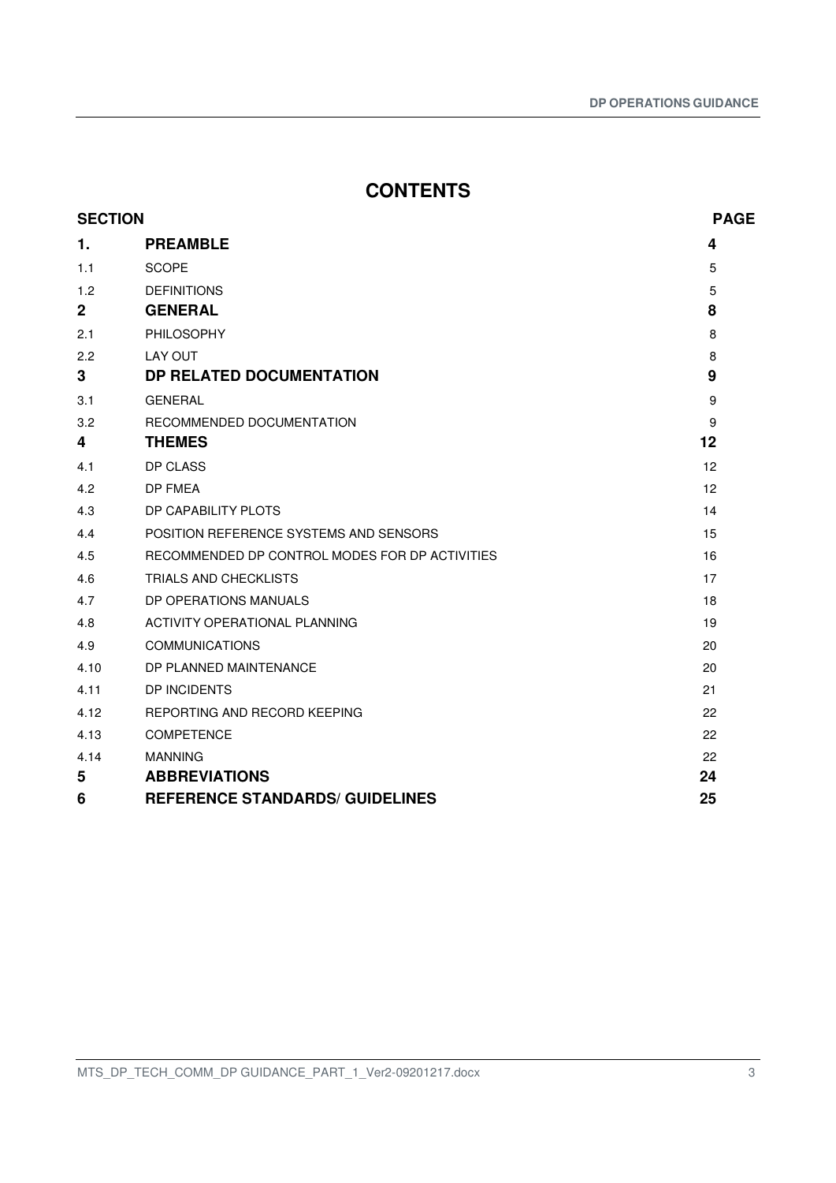# CONTENTS

| SECTION | | PAGE |
|---|---|---|
| **1.** | **PREAMBLE** | **4** |
| 1.1 | SCOPE | 5 |
| 1.2 | DEFINITIONS | 5 |
| **2** | **GENERAL** | **8** |
| 2.1 | PHILOSOPHY | 8 |
| 2.2 | LAY OUT | 8 |
| **3** | **DP RELATED DOCUMENTATION** | **9** |
| 3.1 | GENERAL | 9 |
| 3.2 | RECOMMENDED DOCUMENTATION | 9 |
| **4** | **THEMES** | **12** |
| 4.1 | DP CLASS | 12 |
| 4.2 | DP FMEA | 12 |
| 4.3 | DP CAPABILITY PLOTS | 14 |
| 4.4 | POSITION REFERENCE SYSTEMS AND SENSORS | 15 |
| 4.5 | RECOMMENDED DP CONTROL MODES FOR DP ACTIVITIES | 16 |
| 4.6 | TRIALS AND CHECKLISTS | 17 |
| 4.7 | DP OPERATIONS MANUALS | 18 |
| 4.8 | ACTIVITY OPERATIONAL PLANNING | 19 |
| 4.9 | COMMUNICATIONS | 20 |
| 4.10 | DP PLANNED MAINTENANCE | 20 |
| 4.11 | DP INCIDENTS | 21 |
| 4.12 | REPORTING AND RECORD KEEPING | 22 |
| 4.13 | COMPETENCE | 22 |
| 4.14 | MANNING | 22 |
| **5** | **ABBREVIATIONS** | **24** |
| **6** | **REFERENCE STANDARDS/ GUIDELINES** | **25** |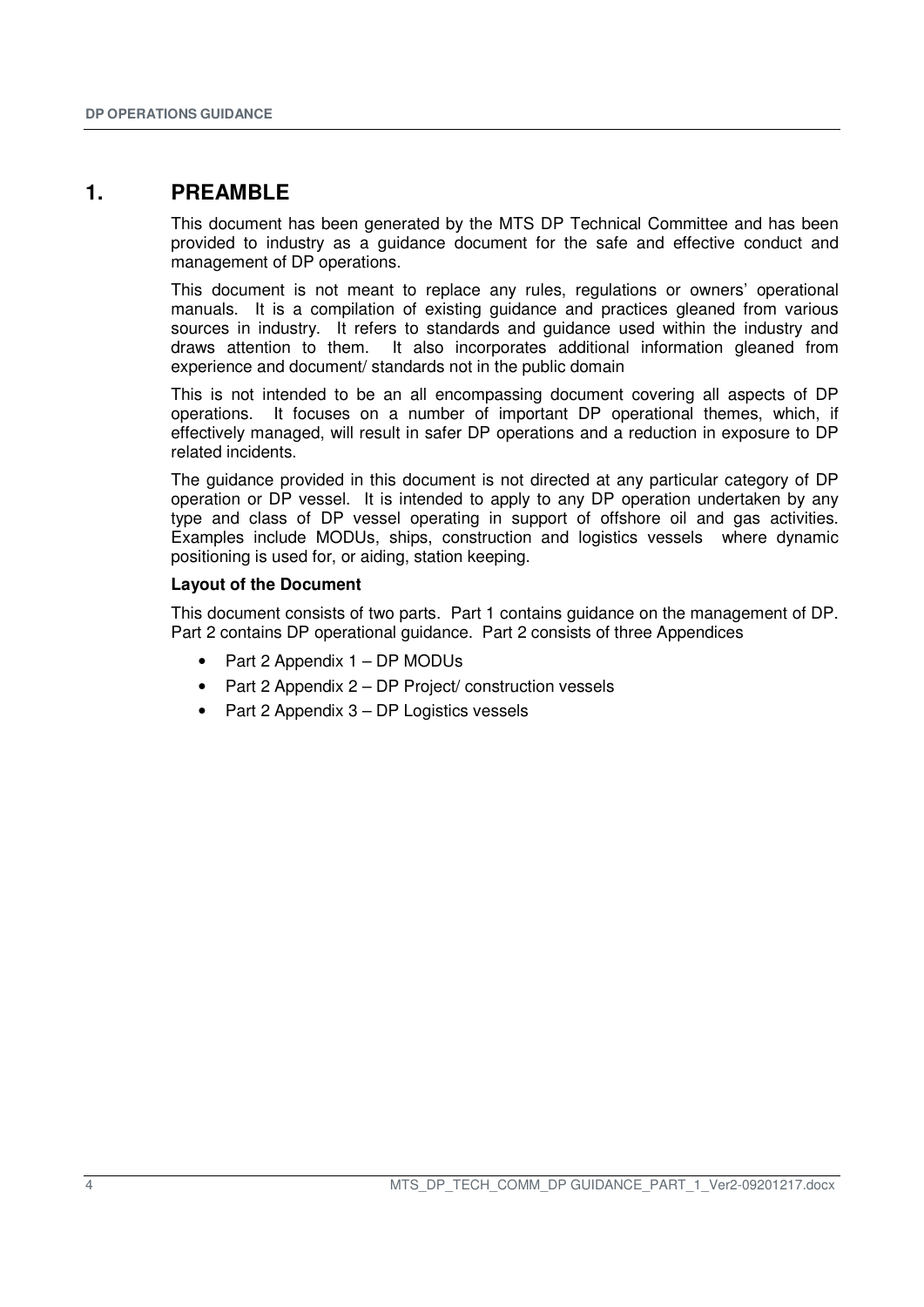# 1. PREAMBLE

This document has been generated by the MTS DP Technical Committee and has been provided to industry as a guidance document for the safe and effective conduct and management of DP operations.

This document is not meant to replace any rules, regulations or owners' operational manuals. It is a compilation of existing guidance and practices gleaned from various sources in industry. It refers to standards and guidance used within the industry and draws attention to them. It also incorporates additional information gleaned from experience and document/ standards not in the public domain

This is not intended to be an all encompassing document covering all aspects of DP operations. It focuses on a number of important DP operational themes, which, if effectively managed, will result in safer DP operations and a reduction in exposure to DP related incidents.

The guidance provided in this document is not directed at any particular category of DP operation or DP vessel. It is intended to apply to any DP operation undertaken by any type and class of DP vessel operating in support of offshore oil and gas activities. Examples include MODUs, ships, construction and logistics vessels where dynamic positioning is used for, or aiding, station keeping.

**Layout of the Document**

This document consists of two parts. Part 1 contains guidance on the management of DP. Part 2 contains DP operational guidance. Part 2 consists of three Appendices

- Part 2 Appendix 1 – DP MODUs
- Part 2 Appendix 2 – DP Project/ construction vessels
- Part 2 Appendix 3 – DP Logistics vessels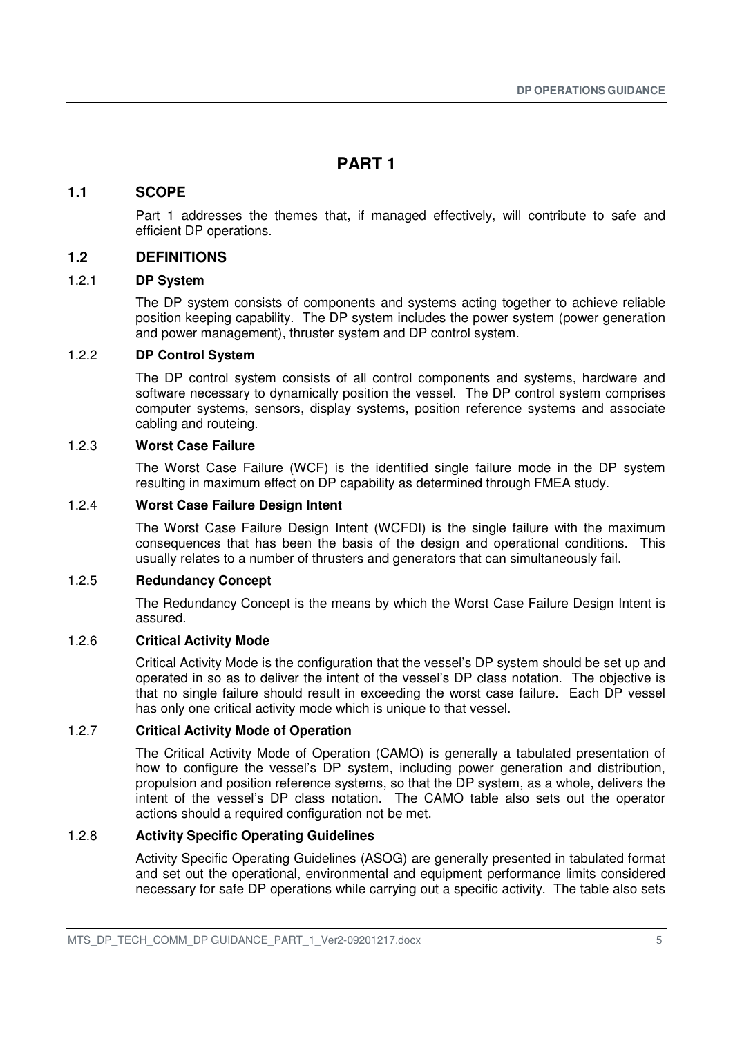# PART 1

## 1.1 SCOPE

Part 1 addresses the themes that, if managed effectively, will contribute to safe and efficient DP operations.

## 1.2 DEFINITIONS

### 1.2.1 DP System

The DP system consists of components and systems acting together to achieve reliable position keeping capability. The DP system includes the power system (power generation and power management), thruster system and DP control system.

### 1.2.2 DP Control System

The DP control system consists of all control components and systems, hardware and software necessary to dynamically position the vessel. The DP control system comprises computer systems, sensors, display systems, position reference systems and associate cabling and routeing.

### 1.2.3 Worst Case Failure

The Worst Case Failure (WCF) is the identified single failure mode in the DP system resulting in maximum effect on DP capability as determined through FMEA study.

### 1.2.4 Worst Case Failure Design Intent

The Worst Case Failure Design Intent (WCFDI) is the single failure with the maximum consequences that has been the basis of the design and operational conditions. This usually relates to a number of thrusters and generators that can simultaneously fail.

### 1.2.5 Redundancy Concept

The Redundancy Concept is the means by which the Worst Case Failure Design Intent is assured.

### 1.2.6 Critical Activity Mode

Critical Activity Mode is the configuration that the vessel's DP system should be set up and operated in so as to deliver the intent of the vessel's DP class notation. The objective is that no single failure should result in exceeding the worst case failure. Each DP vessel has only one critical activity mode which is unique to that vessel.

### 1.2.7 Critical Activity Mode of Operation

The Critical Activity Mode of Operation (CAMO) is generally a tabulated presentation of how to configure the vessel's DP system, including power generation and distribution, propulsion and position reference systems, so that the DP system, as a whole, delivers the intent of the vessel's DP class notation. The CAMO table also sets out the operator actions should a required configuration not be met.

### 1.2.8 Activity Specific Operating Guidelines

Activity Specific Operating Guidelines (ASOG) are generally presented in tabulated format and set out the operational, environmental and equipment performance limits considered necessary for safe DP operations while carrying out a specific activity. The table also sets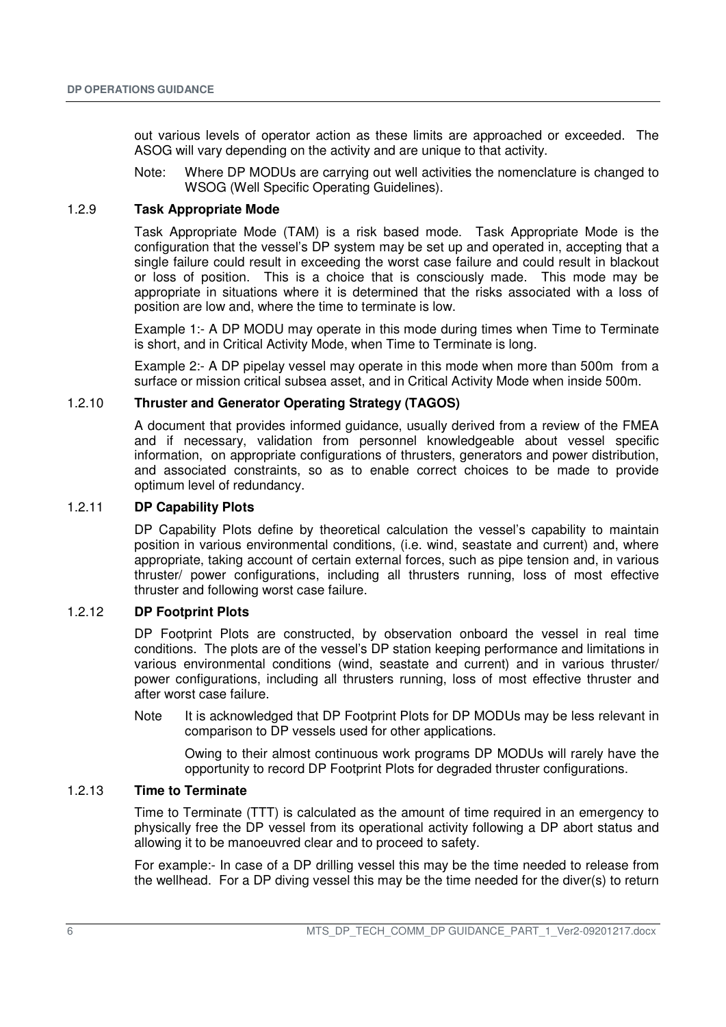out various levels of operator action as these limits are approached or exceeded. The ASOG will vary depending on the activity and are unique to that activity.

Note: Where DP MODUs are carrying out well activities the nomenclature is changed to WSOG (Well Specific Operating Guidelines).

### 1.2.9 Task Appropriate Mode

Task Appropriate Mode (TAM) is a risk based mode. Task Appropriate Mode is the configuration that the vessel's DP system may be set up and operated in, accepting that a single failure could result in exceeding the worst case failure and could result in blackout or loss of position. This is a choice that is consciously made. This mode may be appropriate in situations where it is determined that the risks associated with a loss of position are low and, where the time to terminate is low.

Example 1:- A DP MODU may operate in this mode during times when Time to Terminate is short, and in Critical Activity Mode, when Time to Terminate is long.

Example 2:- A DP pipelay vessel may operate in this mode when more than 500m from a surface or mission critical subsea asset, and in Critical Activity Mode when inside 500m.

### 1.2.10 Thruster and Generator Operating Strategy (TAGOS)

A document that provides informed guidance, usually derived from a review of the FMEA and if necessary, validation from personnel knowledgeable about vessel specific information, on appropriate configurations of thrusters, generators and power distribution, and associated constraints, so as to enable correct choices to be made to provide optimum level of redundancy.

### 1.2.11 DP Capability Plots

DP Capability Plots define by theoretical calculation the vessel's capability to maintain position in various environmental conditions, (i.e. wind, seastate and current) and, where appropriate, taking account of certain external forces, such as pipe tension and, in various thruster/ power configurations, including all thrusters running, loss of most effective thruster and following worst case failure.

### 1.2.12 DP Footprint Plots

DP Footprint Plots are constructed, by observation onboard the vessel in real time conditions. The plots are of the vessel's DP station keeping performance and limitations in various environmental conditions (wind, seastate and current) and in various thruster/ power configurations, including all thrusters running, loss of most effective thruster and after worst case failure.

Note It is acknowledged that DP Footprint Plots for DP MODUs may be less relevant in comparison to DP vessels used for other applications.

Owing to their almost continuous work programs DP MODUs will rarely have the opportunity to record DP Footprint Plots for degraded thruster configurations.

### 1.2.13 Time to Terminate

Time to Terminate (TTT) is calculated as the amount of time required in an emergency to physically free the DP vessel from its operational activity following a DP abort status and allowing it to be manoeuvred clear and to proceed to safety.

For example:- In case of a DP drilling vessel this may be the time needed to release from the wellhead. For a DP diving vessel this may be the time needed for the diver(s) to return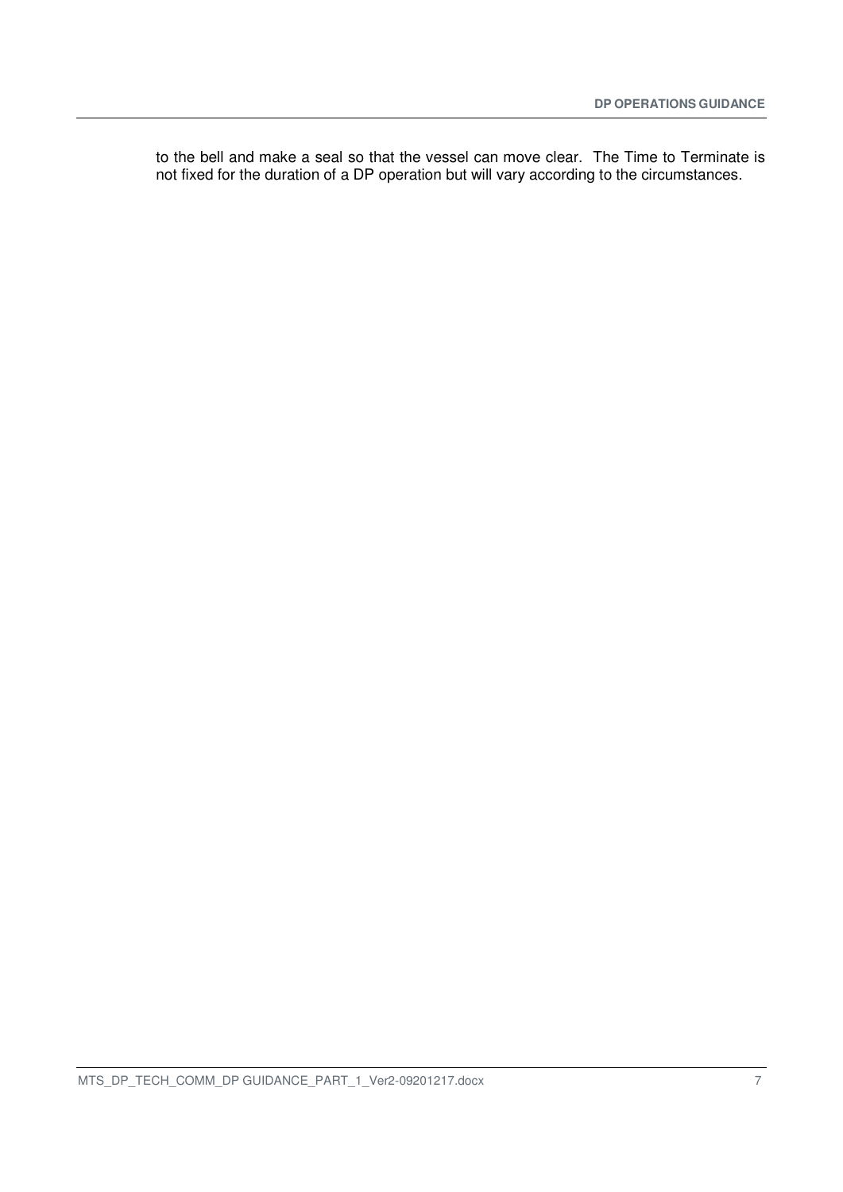to the bell and make a seal so that the vessel can move clear. The Time to Terminate is not fixed for the duration of a DP operation but will vary according to the circumstances.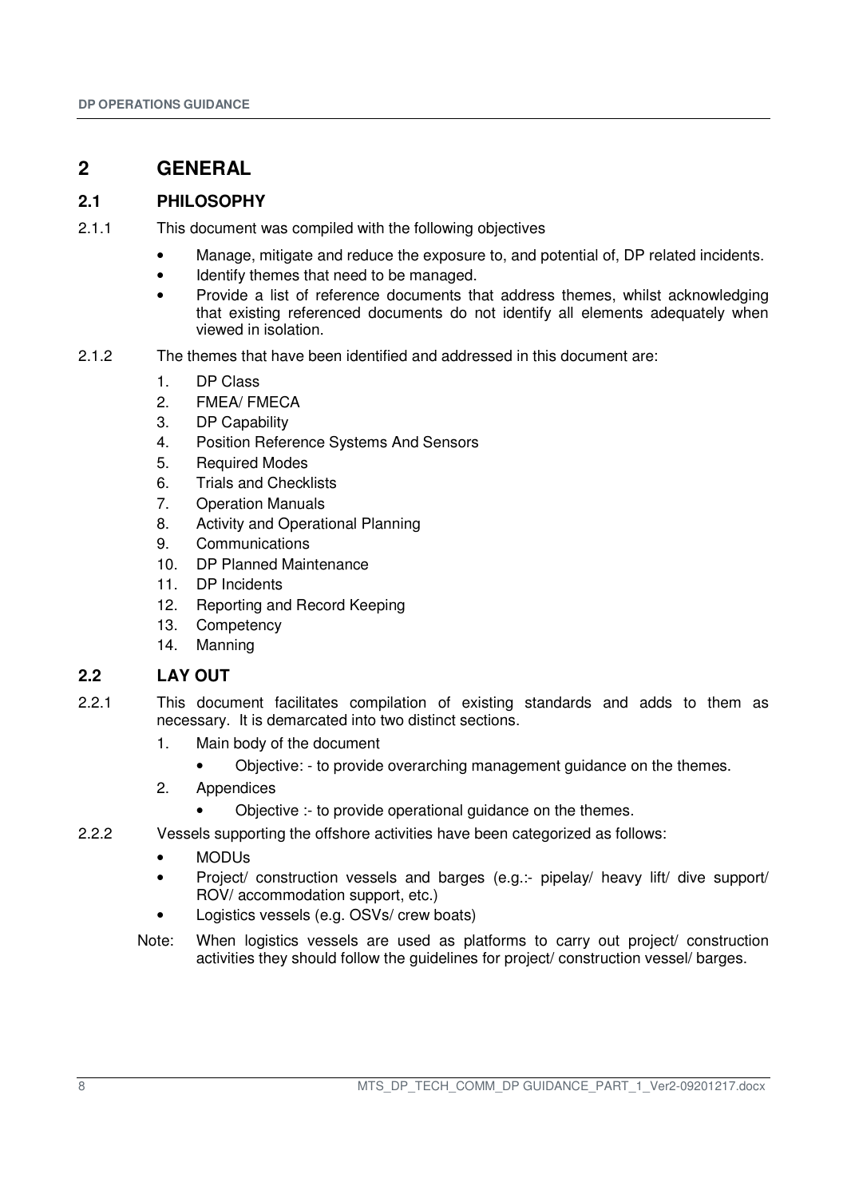# 2 GENERAL

## 2.1 PHILOSOPHY

2.1.1 This document was compiled with the following objectives

- Manage, mitigate and reduce the exposure to, and potential of, DP related incidents.
- Identify themes that need to be managed.
- Provide a list of reference documents that address themes, whilst acknowledging that existing referenced documents do not identify all elements adequately when viewed in isolation.

2.1.2 The themes that have been identified and addressed in this document are:

1. DP Class
2. FMEA/ FMECA
3. DP Capability
4. Position Reference Systems And Sensors
5. Required Modes
6. Trials and Checklists
7. Operation Manuals
8. Activity and Operational Planning
9. Communications
10. DP Planned Maintenance
11. DP Incidents
12. Reporting and Record Keeping
13. Competency
14. Manning

## 2.2 LAY OUT

2.2.1 This document facilitates compilation of existing standards and adds to them as necessary. It is demarcated into two distinct sections.

1. Main body of the document
   - Objective: - to provide overarching management guidance on the themes.
2. Appendices
   - Objective :- to provide operational guidance on the themes.

2.2.2 Vessels supporting the offshore activities have been categorized as follows:

- MODUs
- Project/ construction vessels and barges (e.g.:- pipelay/ heavy lift/ dive support/ ROV/ accommodation support, etc.)
- Logistics vessels (e.g. OSVs/ crew boats)

Note: When logistics vessels are used as platforms to carry out project/ construction activities they should follow the guidelines for project/ construction vessel/ barges.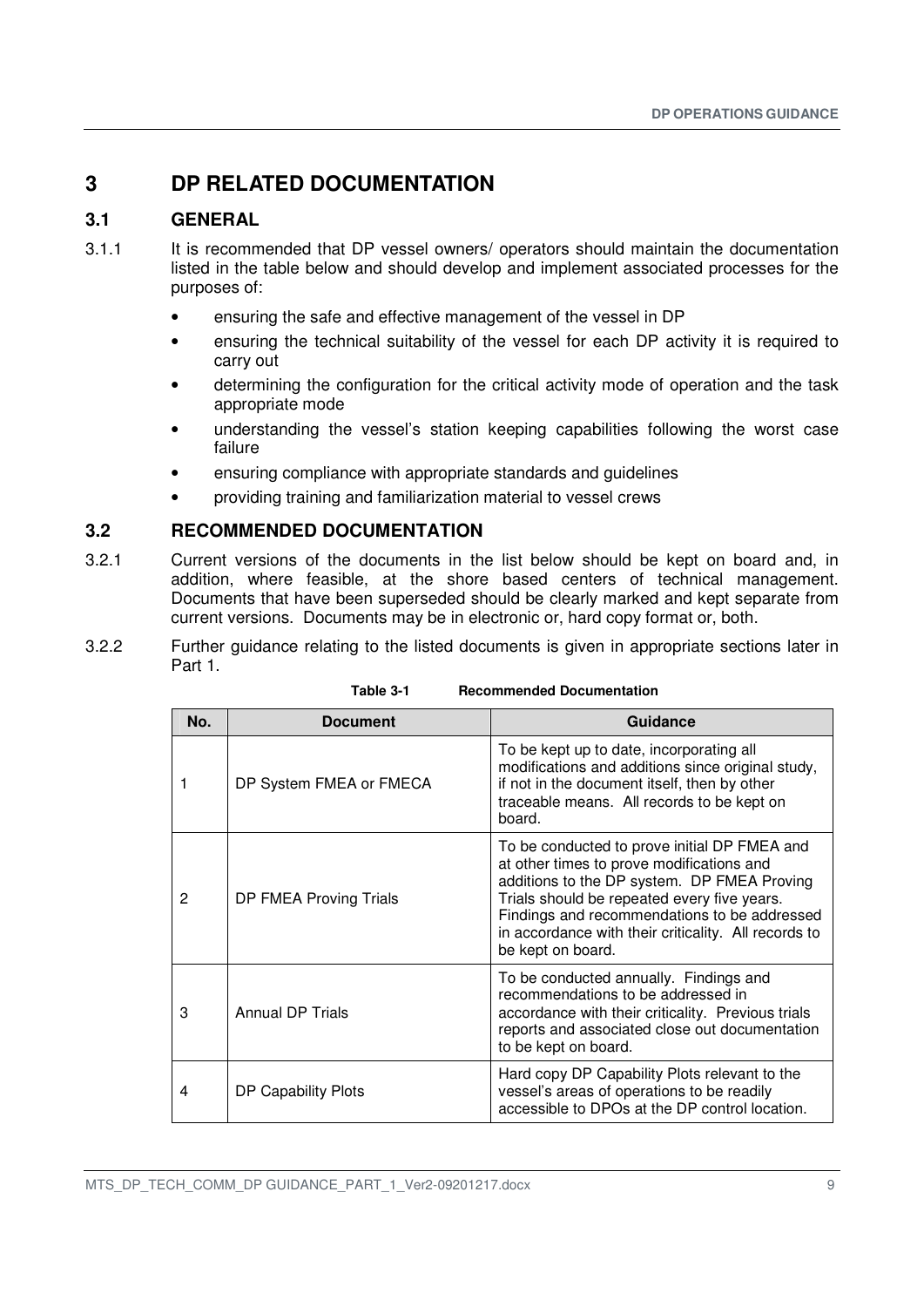# 3 DP RELATED DOCUMENTATION

## 3.1 GENERAL

3.1.1 It is recommended that DP vessel owners/ operators should maintain the documentation listed in the table below and should develop and implement associated processes for the purposes of:

- ensuring the safe and effective management of the vessel in DP
- ensuring the technical suitability of the vessel for each DP activity it is required to carry out
- determining the configuration for the critical activity mode of operation and the task appropriate mode
- understanding the vessel's station keeping capabilities following the worst case failure
- ensuring compliance with appropriate standards and guidelines
- providing training and familiarization material to vessel crews

## 3.2 RECOMMENDED DOCUMENTATION

3.2.1 Current versions of the documents in the list below should be kept on board and, in addition, where feasible, at the shore based centers of technical management. Documents that have been superseded should be clearly marked and kept separate from current versions. Documents may be in electronic or, hard copy format or, both.

3.2.2 Further guidance relating to the listed documents is given in appropriate sections later in Part 1.

**Table 3-1 Recommended Documentation**

| No. | Document | Guidance |
|---|---|---|
| 1 | DP System FMEA or FMECA | To be kept up to date, incorporating all modifications and additions since original study, if not in the document itself, then by other traceable means. All records to be kept on board. |
| 2 | DP FMEA Proving Trials | To be conducted to prove initial DP FMEA and at other times to prove modifications and additions to the DP system. DP FMEA Proving Trials should be repeated every five years. Findings and recommendations to be addressed in accordance with their criticality. All records to be kept on board. |
| 3 | Annual DP Trials | To be conducted annually. Findings and recommendations to be addressed in accordance with their criticality. Previous trials reports and associated close out documentation to be kept on board. |
| 4 | DP Capability Plots | Hard copy DP Capability Plots relevant to the vessel's areas of operations to be readily accessible to DPOs at the DP control location. |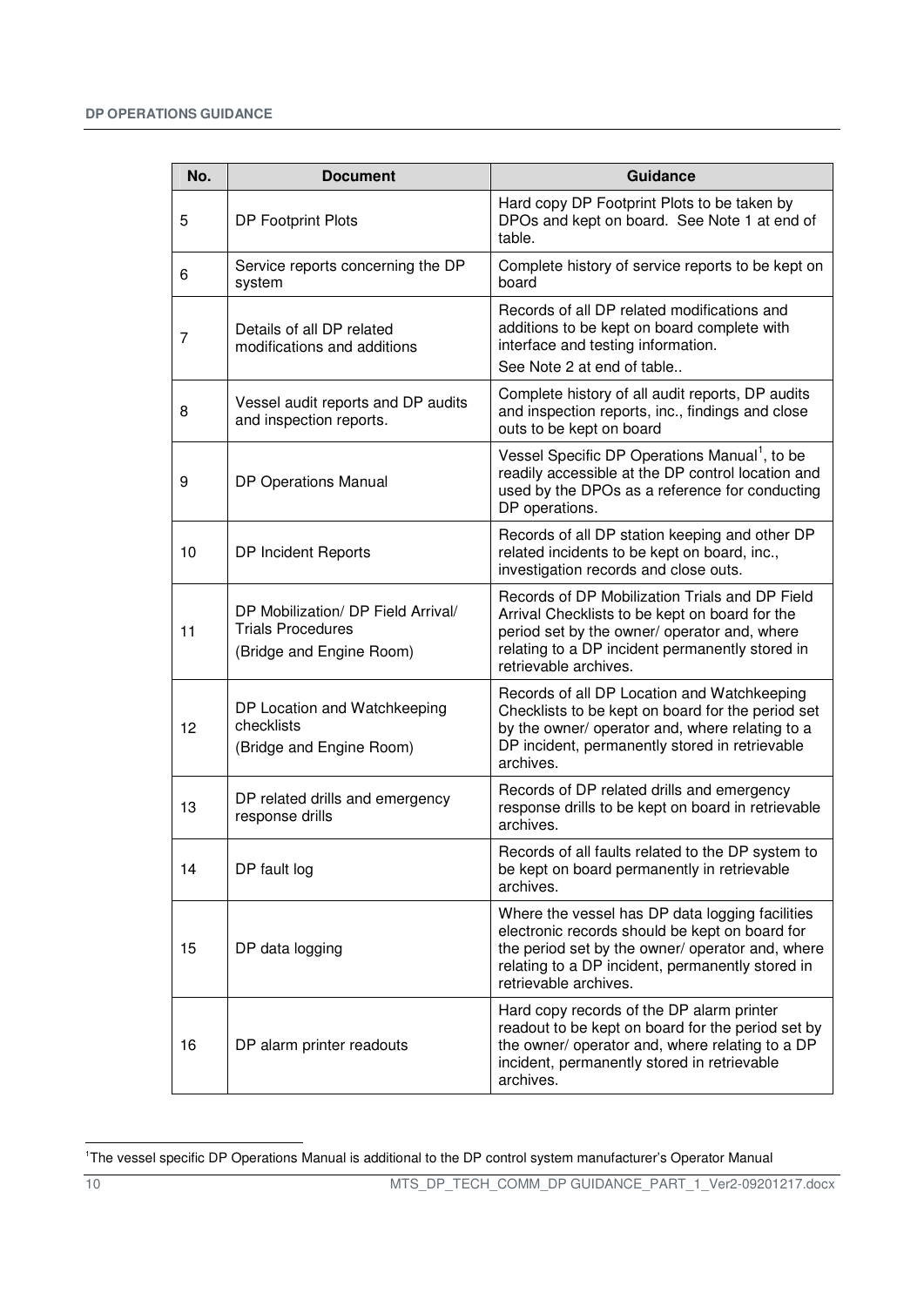| No. | Document | Guidance |
|---|---|---|
| 5 | DP Footprint Plots | Hard copy DP Footprint Plots to be taken by DPOs and kept on board. See Note 1 at end of table. |
| 6 | Service reports concerning the DP system | Complete history of service reports to be kept on board |
| 7 | Details of all DP related modifications and additions | Records of all DP related modifications and additions to be kept on board complete with interface and testing information. See Note 2 at end of table.. |
| 8 | Vessel audit reports and DP audits and inspection reports. | Complete history of all audit reports, DP audits and inspection reports, inc., findings and close outs to be kept on board |
| 9 | DP Operations Manual | Vessel Specific DP Operations Manual[1], to be readily accessible at the DP control location and used by the DPOs as a reference for conducting DP operations. |
| 10 | DP Incident Reports | Records of all DP station keeping and other DP related incidents to be kept on board, inc., investigation records and close outs. |
| 11 | DP Mobilization/ DP Field Arrival/ Trials Procedures (Bridge and Engine Room) | Records of DP Mobilization Trials and DP Field Arrival Checklists to be kept on board for the period set by the owner/ operator and, where relating to a DP incident permanently stored in retrievable archives. |
| 12 | DP Location and Watchkeeping checklists (Bridge and Engine Room) | Records of all DP Location and Watchkeeping Checklists to be kept on board for the period set by the owner/ operator and, where relating to a DP incident, permanently stored in retrievable archives. |
| 13 | DP related drills and emergency response drills | Records of DP related drills and emergency response drills to be kept on board in retrievable archives. |
| 14 | DP fault log | Records of all faults related to the DP system to be kept on board permanently in retrievable archives. |
| 15 | DP data logging | Where the vessel has DP data logging facilities electronic records should be kept on board for the period set by the owner/ operator and, where relating to a DP incident, permanently stored in retrievable archives. |
| 16 | DP alarm printer readouts | Hard copy records of the DP alarm printer readout to be kept on board for the period set by the owner/ operator and, where relating to a DP incident, permanently stored in retrievable archives. |

[1]The vessel specific DP Operations Manual is additional to the DP control system manufacturer's Operator Manual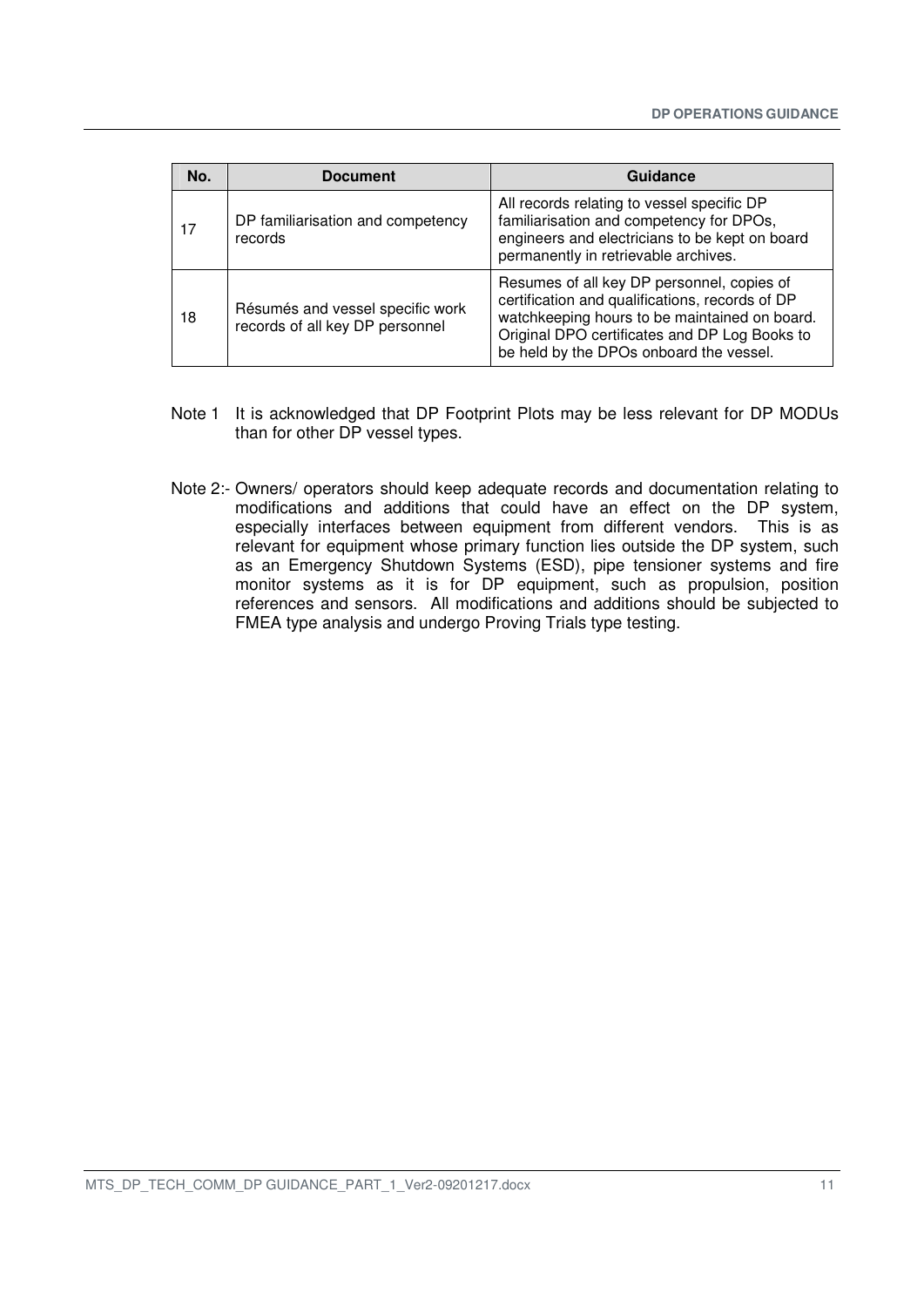| No. | Document | Guidance |
|---|---|---|
| 17 | DP familiarisation and competency records | All records relating to vessel specific DP familiarisation and competency for DPOs, engineers and electricians to be kept on board permanently in retrievable archives. |
| 18 | Résumés and vessel specific work records of all key DP personnel | Resumes of all key DP personnel, copies of certification and qualifications, records of DP watchkeeping hours to be maintained on board. Original DPO certificates and DP Log Books to be held by the DPOs onboard the vessel. |

Note 1 It is acknowledged that DP Footprint Plots may be less relevant for DP MODUs than for other DP vessel types.

Note 2:- Owners/ operators should keep adequate records and documentation relating to modifications and additions that could have an effect on the DP system, especially interfaces between equipment from different vendors. This is as relevant for equipment whose primary function lies outside the DP system, such as an Emergency Shutdown Systems (ESD), pipe tensioner systems and fire monitor systems as it is for DP equipment, such as propulsion, position references and sensors. All modifications and additions should be subjected to FMEA type analysis and undergo Proving Trials type testing.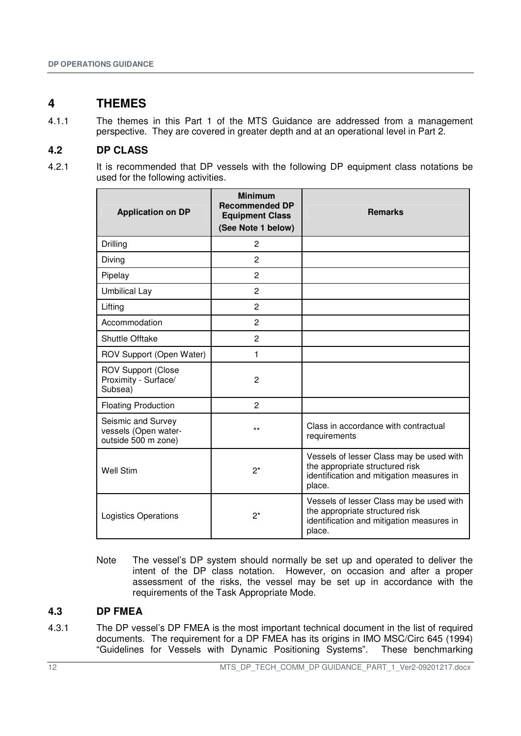# 4 THEMES

4.1.1 The themes in this Part 1 of the MTS Guidance are addressed from a management perspective. They are covered in greater depth and at an operational level in Part 2.

## 4.2 DP CLASS

4.2.1 It is recommended that DP vessels with the following DP equipment class notations be used for the following activities.

| Application on DP | Minimum Recommended DP Equipment Class (See Note 1 below) | Remarks |
|---|---|---|
| Drilling | 2 | |
| Diving | 2 | |
| Pipelay | 2 | |
| Umbilical Lay | 2 | |
| Lifting | 2 | |
| Accommodation | 2 | |
| Shuttle Offtake | 2 | |
| ROV Support (Open Water) | 1 | |
| ROV Support (Close Proximity - Surface/ Subsea) | 2 | |
| Floating Production | 2 | |
| Seismic and Survey vessels (Open water-outside 500 m zone) | ** | Class in accordance with contractual requirements |
| Well Stim | 2* | Vessels of lesser Class may be used with the appropriate structured risk identification and mitigation measures in place. |
| Logistics Operations | 2* | Vessels of lesser Class may be used with the appropriate structured risk identification and mitigation measures in place. |

Note The vessel's DP system should normally be set up and operated to deliver the intent of the DP class notation. However, on occasion and after a proper assessment of the risks, the vessel may be set up in accordance with the requirements of the Task Appropriate Mode.

## 4.3 DP FMEA

4.3.1 The DP vessel's DP FMEA is the most important technical document in the list of required documents. The requirement for a DP FMEA has its origins in IMO MSC/Circ 645 (1994) "Guidelines for Vessels with Dynamic Positioning Systems". These benchmarking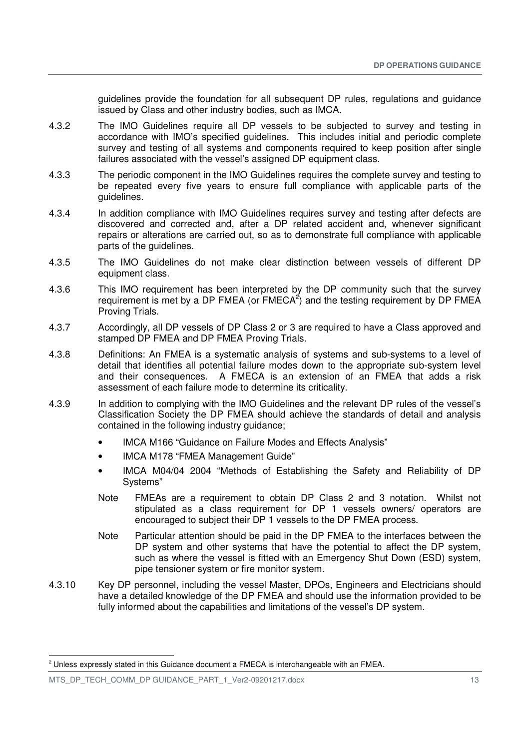guidelines provide the foundation for all subsequent DP rules, regulations and guidance issued by Class and other industry bodies, such as IMCA.

4.3.2 The IMO Guidelines require all DP vessels to be subjected to survey and testing in accordance with IMO's specified guidelines. This includes initial and periodic complete survey and testing of all systems and components required to keep position after single failures associated with the vessel's assigned DP equipment class.

4.3.3 The periodic component in the IMO Guidelines requires the complete survey and testing to be repeated every five years to ensure full compliance with applicable parts of the guidelines.

4.3.4 In addition compliance with IMO Guidelines requires survey and testing after defects are discovered and corrected and, after a DP related accident and, whenever significant repairs or alterations are carried out, so as to demonstrate full compliance with applicable parts of the guidelines.

4.3.5 The IMO Guidelines do not make clear distinction between vessels of different DP equipment class.

4.3.6 This IMO requirement has been interpreted by the DP community such that the survey requirement is met by a DP FMEA (or FMECA[2]) and the testing requirement by DP FMEA Proving Trials.

4.3.7 Accordingly, all DP vessels of DP Class 2 or 3 are required to have a Class approved and stamped DP FMEA and DP FMEA Proving Trials.

4.3.8 Definitions: An FMEA is a systematic analysis of systems and sub-systems to a level of detail that identifies all potential failure modes down to the appropriate sub-system level and their consequences. A FMECA is an extension of an FMEA that adds a risk assessment of each failure mode to determine its criticality.

4.3.9 In addition to complying with the IMO Guidelines and the relevant DP rules of the vessel's Classification Society the DP FMEA should achieve the standards of detail and analysis contained in the following industry guidance;

- IMCA M166 "Guidance on Failure Modes and Effects Analysis"
- IMCA M178 "FMEA Management Guide"
- IMCA M04/04 2004 "Methods of Establishing the Safety and Reliability of DP Systems"

Note FMEAs are a requirement to obtain DP Class 2 and 3 notation. Whilst not stipulated as a class requirement for DP 1 vessels owners/ operators are encouraged to subject their DP 1 vessels to the DP FMEA process.

Note Particular attention should be paid in the DP FMEA to the interfaces between the DP system and other systems that have the potential to affect the DP system, such as where the vessel is fitted with an Emergency Shut Down (ESD) system, pipe tensioner system or fire monitor system.

4.3.10 Key DP personnel, including the vessel Master, DPOs, Engineers and Electricians should have a detailed knowledge of the DP FMEA and should use the information provided to be fully informed about the capabilities and limitations of the vessel's DP system.

[2] Unless expressly stated in this Guidance document a FMECA is interchangeable with an FMEA.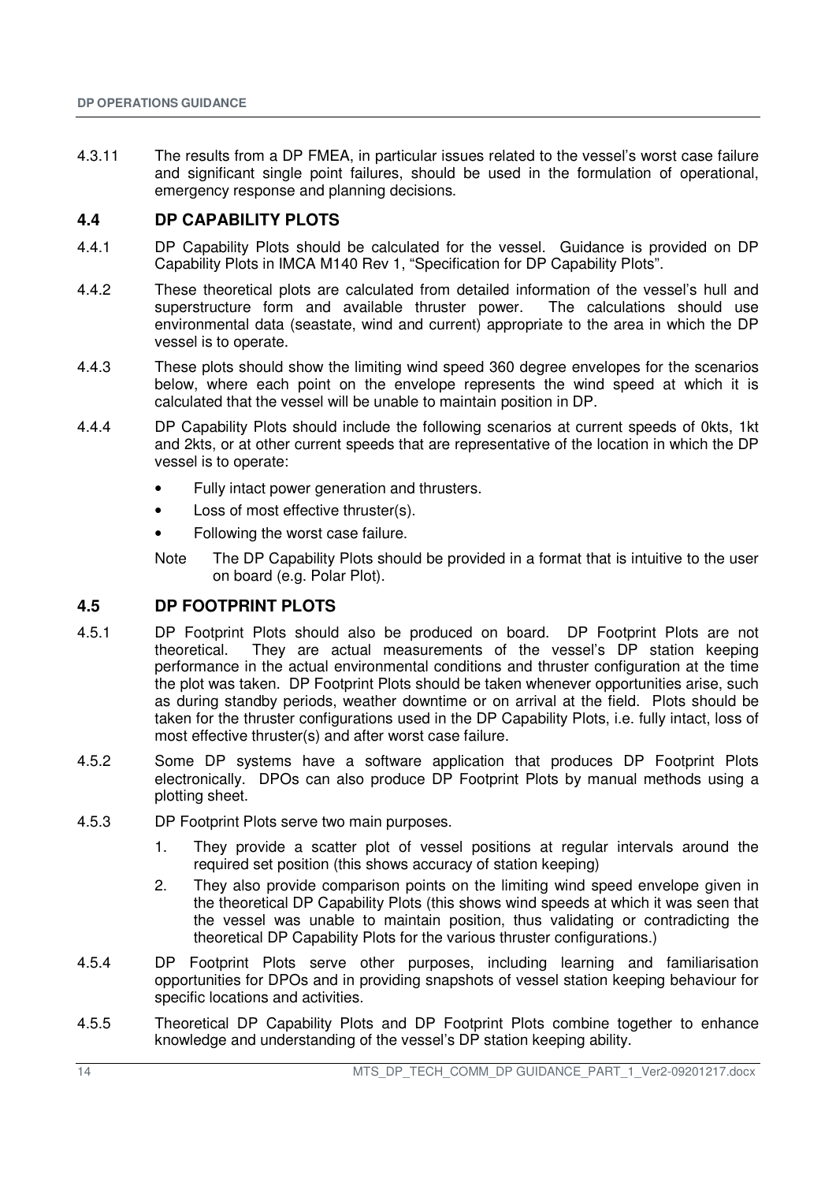4.3.11 The results from a DP FMEA, in particular issues related to the vessel's worst case failure and significant single point failures, should be used in the formulation of operational, emergency response and planning decisions.

## 4.4 DP CAPABILITY PLOTS

4.4.1 DP Capability Plots should be calculated for the vessel. Guidance is provided on DP Capability Plots in IMCA M140 Rev 1, "Specification for DP Capability Plots".

4.4.2 These theoretical plots are calculated from detailed information of the vessel's hull and superstructure form and available thruster power. The calculations should use environmental data (seastate, wind and current) appropriate to the area in which the DP vessel is to operate.

4.4.3 These plots should show the limiting wind speed 360 degree envelopes for the scenarios below, where each point on the envelope represents the wind speed at which it is calculated that the vessel will be unable to maintain position in DP.

4.4.4 DP Capability Plots should include the following scenarios at current speeds of 0kts, 1kt and 2kts, or at other current speeds that are representative of the location in which the DP vessel is to operate:

- Fully intact power generation and thrusters.
- Loss of most effective thruster(s).
- Following the worst case failure.

Note The DP Capability Plots should be provided in a format that is intuitive to the user on board (e.g. Polar Plot).

## 4.5 DP FOOTPRINT PLOTS

4.5.1 DP Footprint Plots should also be produced on board. DP Footprint Plots are not theoretical. They are actual measurements of the vessel's DP station keeping performance in the actual environmental conditions and thruster configuration at the time the plot was taken. DP Footprint Plots should be taken whenever opportunities arise, such as during standby periods, weather downtime or on arrival at the field. Plots should be taken for the thruster configurations used in the DP Capability Plots, i.e. fully intact, loss of most effective thruster(s) and after worst case failure.

4.5.2 Some DP systems have a software application that produces DP Footprint Plots electronically. DPOs can also produce DP Footprint Plots by manual methods using a plotting sheet.

4.5.3 DP Footprint Plots serve two main purposes.

1. They provide a scatter plot of vessel positions at regular intervals around the required set position (this shows accuracy of station keeping)
2. They also provide comparison points on the limiting wind speed envelope given in the theoretical DP Capability Plots (this shows wind speeds at which it was seen that the vessel was unable to maintain position, thus validating or contradicting the theoretical DP Capability Plots for the various thruster configurations.)

4.5.4 DP Footprint Plots serve other purposes, including learning and familiarisation opportunities for DPOs and in providing snapshots of vessel station keeping behaviour for specific locations and activities.

4.5.5 Theoretical DP Capability Plots and DP Footprint Plots combine together to enhance knowledge and understanding of the vessel's DP station keeping ability.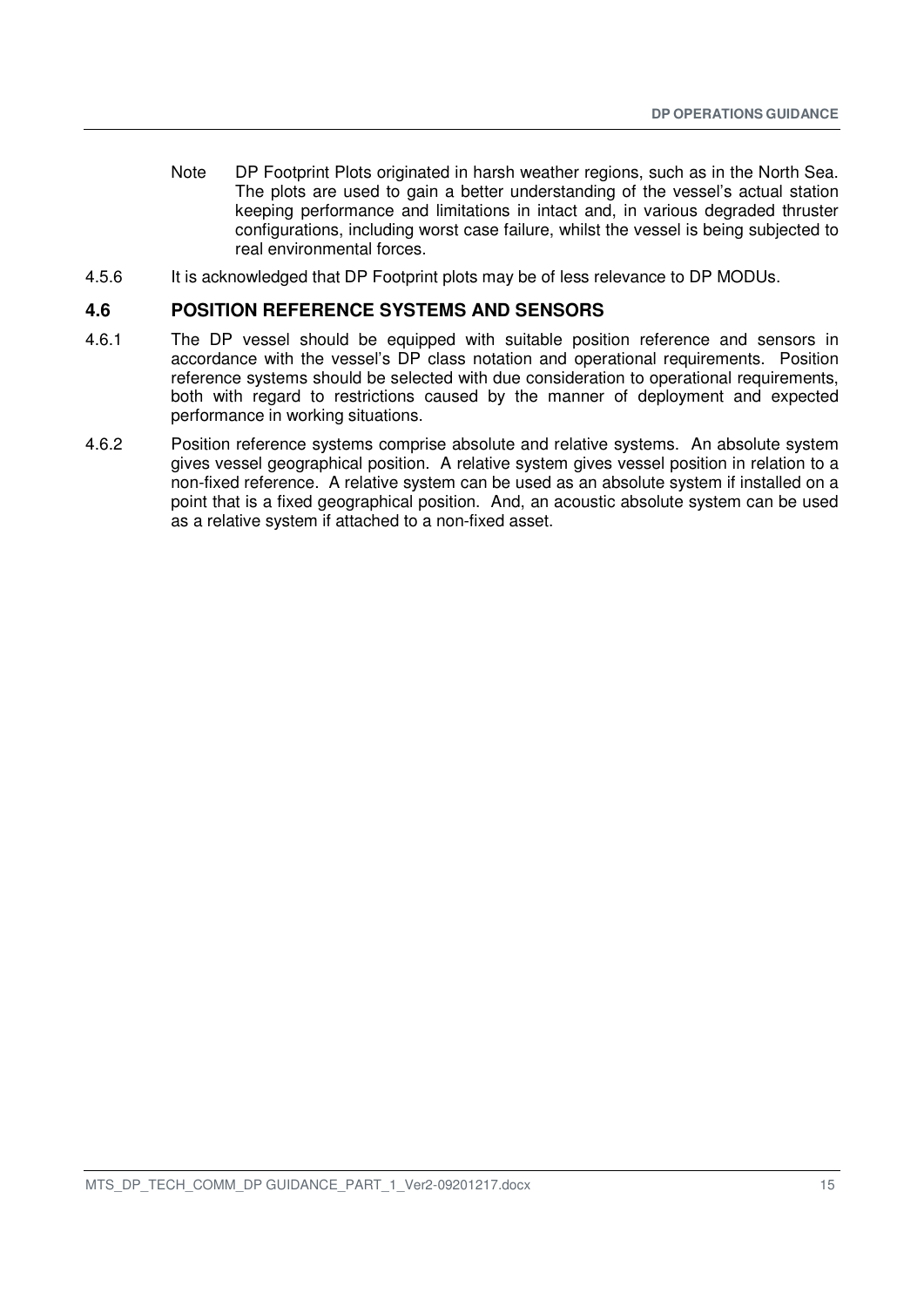Note DP Footprint Plots originated in harsh weather regions, such as in the North Sea. The plots are used to gain a better understanding of the vessel's actual station keeping performance and limitations in intact and, in various degraded thruster configurations, including worst case failure, whilst the vessel is being subjected to real environmental forces.

4.5.6 It is acknowledged that DP Footprint plots may be of less relevance to DP MODUs.

## 4.6 POSITION REFERENCE SYSTEMS AND SENSORS

4.6.1 The DP vessel should be equipped with suitable position reference and sensors in accordance with the vessel's DP class notation and operational requirements. Position reference systems should be selected with due consideration to operational requirements, both with regard to restrictions caused by the manner of deployment and expected performance in working situations.

4.6.2 Position reference systems comprise absolute and relative systems. An absolute system gives vessel geographical position. A relative system gives vessel position in relation to a non-fixed reference. A relative system can be used as an absolute system if installed on a point that is a fixed geographical position. And, an acoustic absolute system can be used as a relative system if attached to a non-fixed asset.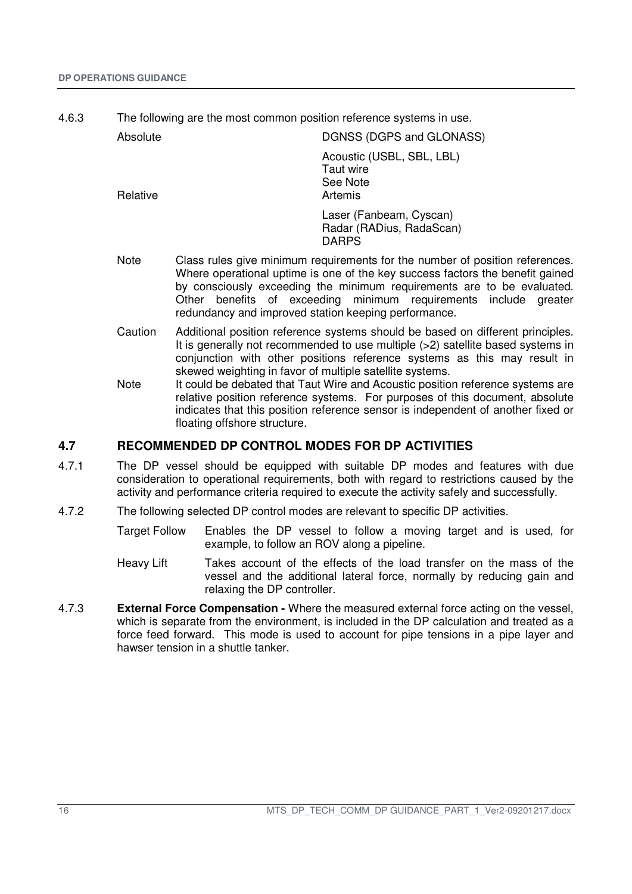4.6.3 The following are the most common position reference systems in use.

| | |
|---|---|
| Absolute | DGNSS (DGPS and GLONASS)<br>Acoustic (USBL, SBL, LBL)<br>Taut wire<br>See Note |
| Relative | Artemis<br>Laser (Fanbeam, Cyscan)<br>Radar (RADius, RadaScan)<br>DARPS |

Note Class rules give minimum requirements for the number of position references. Where operational uptime is one of the key success factors the benefit gained by consciously exceeding the minimum requirements are to be evaluated. Other benefits of exceeding minimum requirements include greater redundancy and improved station keeping performance.

Caution Additional position reference systems should be based on different principles. It is generally not recommended to use multiple (>2) satellite based systems in conjunction with other positions reference systems as this may result in skewed weighting in favor of multiple satellite systems.

Note It could be debated that Taut Wire and Acoustic position reference systems are relative position reference systems. For purposes of this document, absolute indicates that this position reference sensor is independent of another fixed or floating offshore structure.

## 4.7 RECOMMENDED DP CONTROL MODES FOR DP ACTIVITIES

4.7.1 The DP vessel should be equipped with suitable DP modes and features with due consideration to operational requirements, both with regard to restrictions caused by the activity and performance criteria required to execute the activity safely and successfully.

4.7.2 The following selected DP control modes are relevant to specific DP activities.

Target Follow Enables the DP vessel to follow a moving target and is used, for example, to follow an ROV along a pipeline.

Heavy Lift Takes account of the effects of the load transfer on the mass of the vessel and the additional lateral force, normally by reducing gain and relaxing the DP controller.

4.7.3 **External Force Compensation -** Where the measured external force acting on the vessel, which is separate from the environment, is included in the DP calculation and treated as a force feed forward. This mode is used to account for pipe tensions in a pipe layer and hawser tension in a shuttle tanker.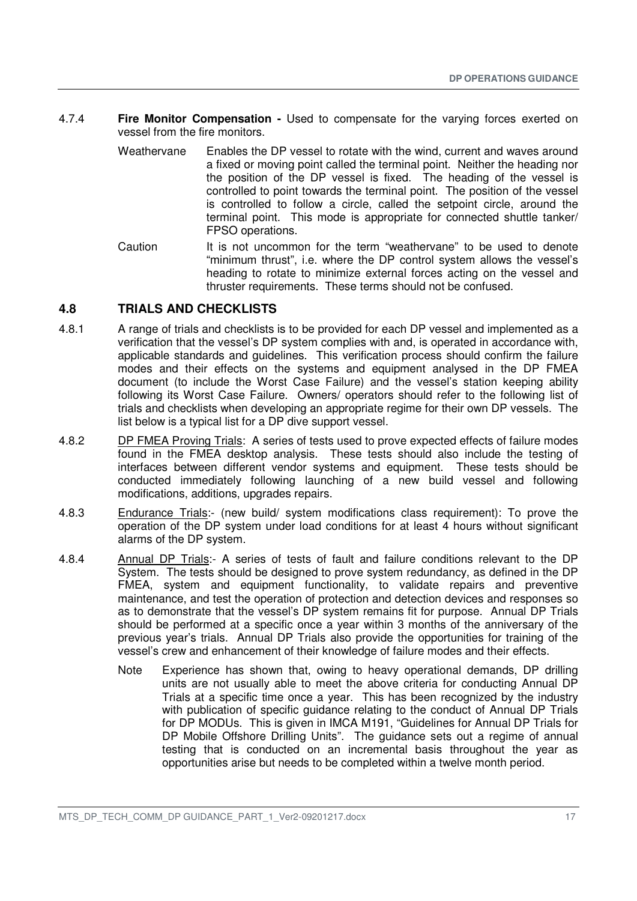4.7.4 **Fire Monitor Compensation -** Used to compensate for the varying forces exerted on vessel from the fire monitors.

Weathervane Enables the DP vessel to rotate with the wind, current and waves around a fixed or moving point called the terminal point. Neither the heading nor the position of the DP vessel is fixed. The heading of the vessel is controlled to point towards the terminal point. The position of the vessel is controlled to follow a circle, called the setpoint circle, around the terminal point. This mode is appropriate for connected shuttle tanker/ FPSO operations.

Caution It is not uncommon for the term "weathervane" to be used to denote "minimum thrust", i.e. where the DP control system allows the vessel's heading to rotate to minimize external forces acting on the vessel and thruster requirements. These terms should not be confused.

## 4.8 TRIALS AND CHECKLISTS

4.8.1 A range of trials and checklists is to be provided for each DP vessel and implemented as a verification that the vessel's DP system complies with and, is operated in accordance with, applicable standards and guidelines. This verification process should confirm the failure modes and their effects on the systems and equipment analysed in the DP FMEA document (to include the Worst Case Failure) and the vessel's station keeping ability following its Worst Case Failure. Owners/ operators should refer to the following list of trials and checklists when developing an appropriate regime for their own DP vessels. The list below is a typical list for a DP dive support vessel.

4.8.2 DP FMEA Proving Trials: A series of tests used to prove expected effects of failure modes found in the FMEA desktop analysis. These tests should also include the testing of interfaces between different vendor systems and equipment. These tests should be conducted immediately following launching of a new build vessel and following modifications, additions, upgrades repairs.

4.8.3 Endurance Trials:- (new build/ system modifications class requirement): To prove the operation of the DP system under load conditions for at least 4 hours without significant alarms of the DP system.

4.8.4 Annual DP Trials:- A series of tests of fault and failure conditions relevant to the DP System. The tests should be designed to prove system redundancy, as defined in the DP FMEA, system and equipment functionality, to validate repairs and preventive maintenance, and test the operation of protection and detection devices and responses so as to demonstrate that the vessel's DP system remains fit for purpose. Annual DP Trials should be performed at a specific once a year within 3 months of the anniversary of the previous year's trials. Annual DP Trials also provide the opportunities for training of the vessel's crew and enhancement of their knowledge of failure modes and their effects.

Note Experience has shown that, owing to heavy operational demands, DP drilling units are not usually able to meet the above criteria for conducting Annual DP Trials at a specific time once a year. This has been recognized by the industry with publication of specific guidance relating to the conduct of Annual DP Trials for DP MODUs. This is given in IMCA M191, "Guidelines for Annual DP Trials for DP Mobile Offshore Drilling Units". The guidance sets out a regime of annual testing that is conducted on an incremental basis throughout the year as opportunities arise but needs to be completed within a twelve month period.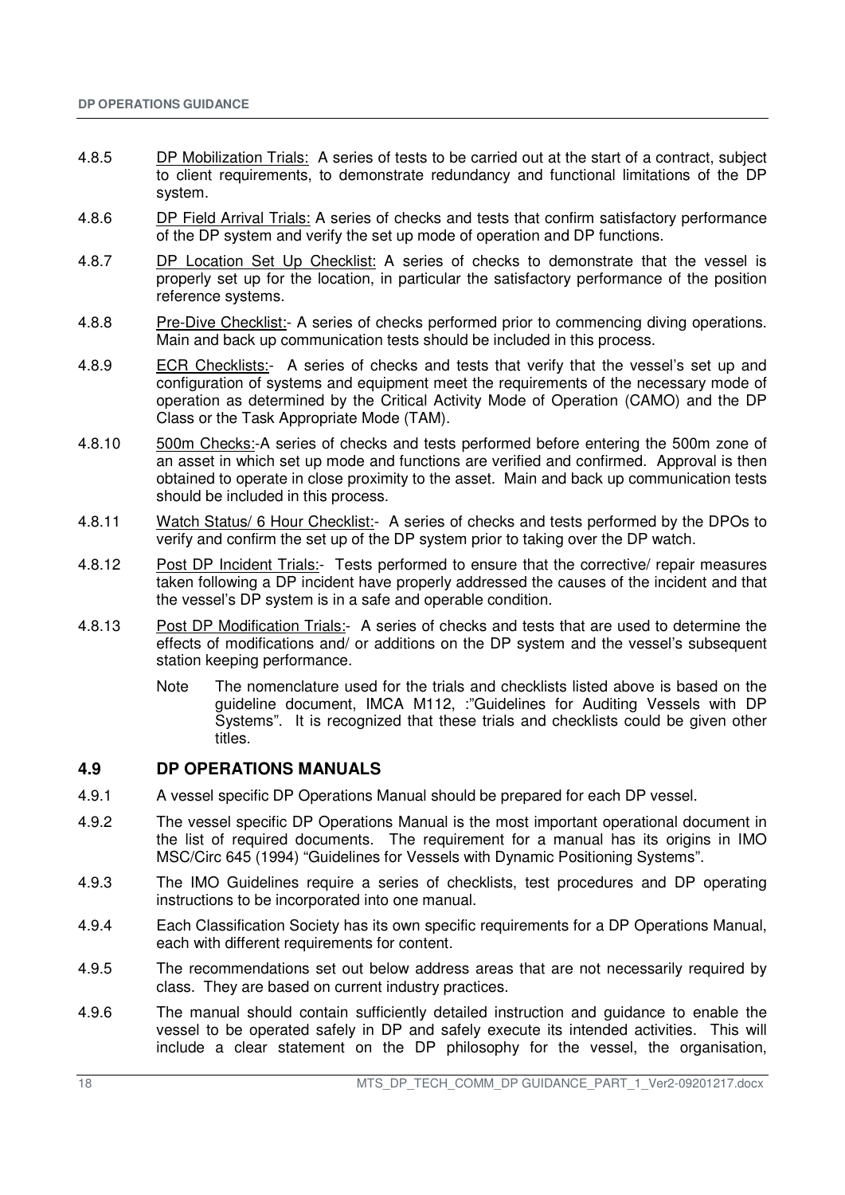4.8.5 DP Mobilization Trials: A series of tests to be carried out at the start of a contract, subject to client requirements, to demonstrate redundancy and functional limitations of the DP system.

4.8.6 DP Field Arrival Trials: A series of checks and tests that confirm satisfactory performance of the DP system and verify the set up mode of operation and DP functions.

4.8.7 DP Location Set Up Checklist: A series of checks to demonstrate that the vessel is properly set up for the location, in particular the satisfactory performance of the position reference systems.

4.8.8 Pre-Dive Checklist:- A series of checks performed prior to commencing diving operations. Main and back up communication tests should be included in this process.

4.8.9 ECR Checklists:- A series of checks and tests that verify that the vessel's set up and configuration of systems and equipment meet the requirements of the necessary mode of operation as determined by the Critical Activity Mode of Operation (CAMO) and the DP Class or the Task Appropriate Mode (TAM).

4.8.10 500m Checks:-A series of checks and tests performed before entering the 500m zone of an asset in which set up mode and functions are verified and confirmed. Approval is then obtained to operate in close proximity to the asset. Main and back up communication tests should be included in this process.

4.8.11 Watch Status/ 6 Hour Checklist:- A series of checks and tests performed by the DPOs to verify and confirm the set up of the DP system prior to taking over the DP watch.

4.8.12 Post DP Incident Trials:- Tests performed to ensure that the corrective/ repair measures taken following a DP incident have properly addressed the causes of the incident and that the vessel's DP system is in a safe and operable condition.

4.8.13 Post DP Modification Trials:- A series of checks and tests that are used to determine the effects of modifications and/ or additions on the DP system and the vessel's subsequent station keeping performance.

Note The nomenclature used for the trials and checklists listed above is based on the guideline document, IMCA M112, :"Guidelines for Auditing Vessels with DP Systems". It is recognized that these trials and checklists could be given other titles.

## 4.9 DP OPERATIONS MANUALS

4.9.1 A vessel specific DP Operations Manual should be prepared for each DP vessel.

4.9.2 The vessel specific DP Operations Manual is the most important operational document in the list of required documents. The requirement for a manual has its origins in IMO MSC/Circ 645 (1994) "Guidelines for Vessels with Dynamic Positioning Systems".

4.9.3 The IMO Guidelines require a series of checklists, test procedures and DP operating instructions to be incorporated into one manual.

4.9.4 Each Classification Society has its own specific requirements for a DP Operations Manual, each with different requirements for content.

4.9.5 The recommendations set out below address areas that are not necessarily required by class. They are based on current industry practices.

4.9.6 The manual should contain sufficiently detailed instruction and guidance to enable the vessel to be operated safely in DP and safely execute its intended activities. This will include a clear statement on the DP philosophy for the vessel, the organisation,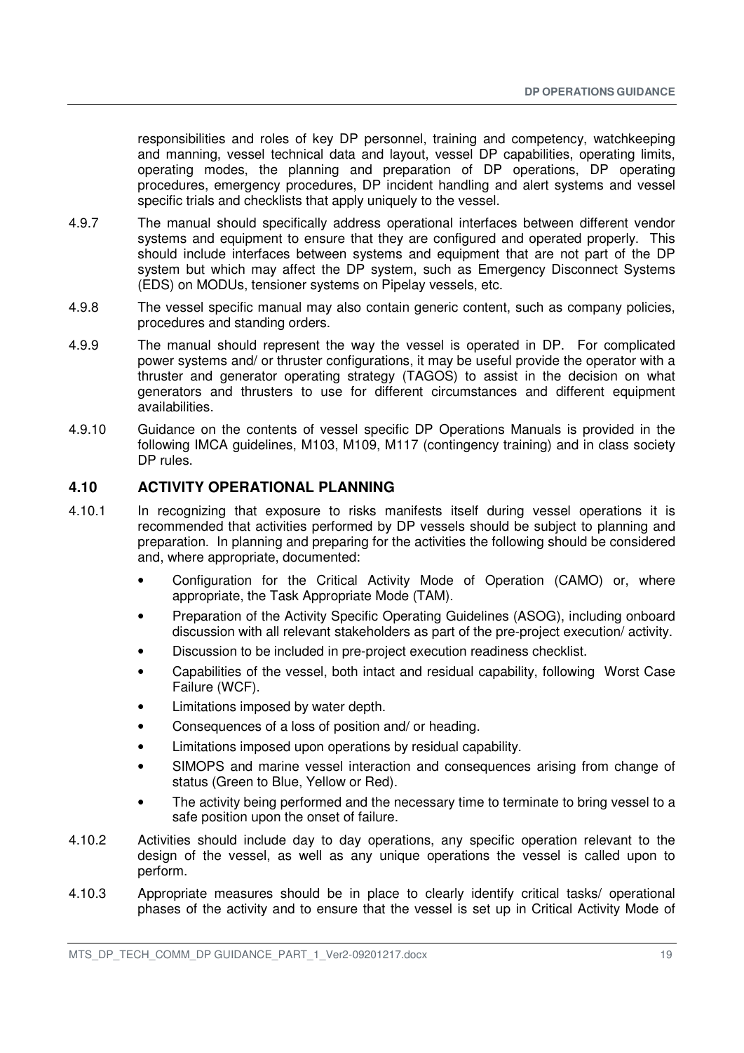responsibilities and roles of key DP personnel, training and competency, watchkeeping and manning, vessel technical data and layout, vessel DP capabilities, operating limits, operating modes, the planning and preparation of DP operations, DP operating procedures, emergency procedures, DP incident handling and alert systems and vessel specific trials and checklists that apply uniquely to the vessel.

4.9.7 The manual should specifically address operational interfaces between different vendor systems and equipment to ensure that they are configured and operated properly. This should include interfaces between systems and equipment that are not part of the DP system but which may affect the DP system, such as Emergency Disconnect Systems (EDS) on MODUs, tensioner systems on Pipelay vessels, etc.

4.9.8 The vessel specific manual may also contain generic content, such as company policies, procedures and standing orders.

4.9.9 The manual should represent the way the vessel is operated in DP. For complicated power systems and/ or thruster configurations, it may be useful provide the operator with a thruster and generator operating strategy (TAGOS) to assist in the decision on what generators and thrusters to use for different circumstances and different equipment availabilities.

4.9.10 Guidance on the contents of vessel specific DP Operations Manuals is provided in the following IMCA guidelines, M103, M109, M117 (contingency training) and in class society DP rules.

## 4.10 ACTIVITY OPERATIONAL PLANNING

4.10.1 In recognizing that exposure to risks manifests itself during vessel operations it is recommended that activities performed by DP vessels should be subject to planning and preparation. In planning and preparing for the activities the following should be considered and, where appropriate, documented:

- Configuration for the Critical Activity Mode of Operation (CAMO) or, where appropriate, the Task Appropriate Mode (TAM).
- Preparation of the Activity Specific Operating Guidelines (ASOG), including onboard discussion with all relevant stakeholders as part of the pre-project execution/ activity.
- Discussion to be included in pre-project execution readiness checklist.
- Capabilities of the vessel, both intact and residual capability, following Worst Case Failure (WCF).
- Limitations imposed by water depth.
- Consequences of a loss of position and/ or heading.
- Limitations imposed upon operations by residual capability.
- SIMOPS and marine vessel interaction and consequences arising from change of status (Green to Blue, Yellow or Red).
- The activity being performed and the necessary time to terminate to bring vessel to a safe position upon the onset of failure.

4.10.2 Activities should include day to day operations, any specific operation relevant to the design of the vessel, as well as any unique operations the vessel is called upon to perform.

4.10.3 Appropriate measures should be in place to clearly identify critical tasks/ operational phases of the activity and to ensure that the vessel is set up in Critical Activity Mode of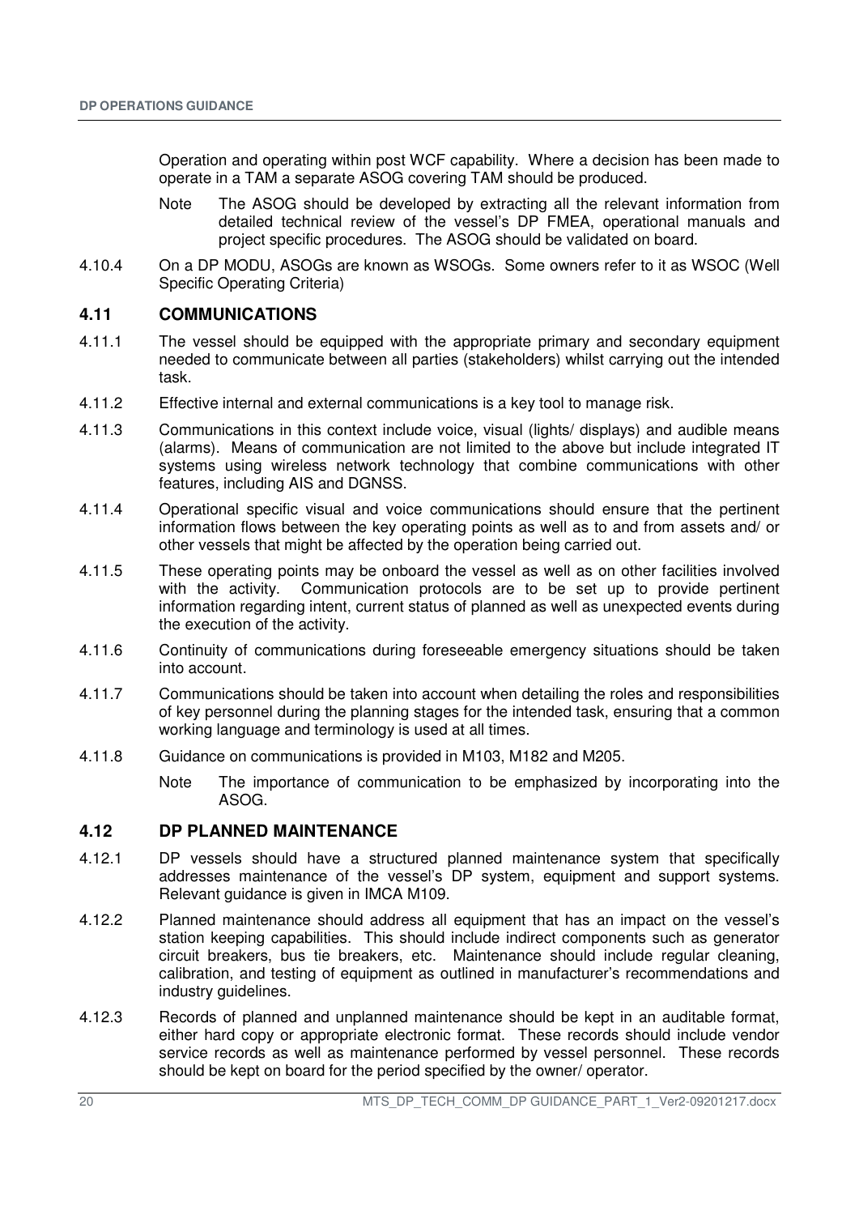Operation and operating within post WCF capability. Where a decision has been made to operate in a TAM a separate ASOG covering TAM should be produced.

Note The ASOG should be developed by extracting all the relevant information from detailed technical review of the vessel's DP FMEA, operational manuals and project specific procedures. The ASOG should be validated on board.

4.10.4 On a DP MODU, ASOGs are known as WSOGs. Some owners refer to it as WSOC (Well Specific Operating Criteria)

## 4.11 COMMUNICATIONS

4.11.1 The vessel should be equipped with the appropriate primary and secondary equipment needed to communicate between all parties (stakeholders) whilst carrying out the intended task.

4.11.2 Effective internal and external communications is a key tool to manage risk.

4.11.3 Communications in this context include voice, visual (lights/ displays) and audible means (alarms). Means of communication are not limited to the above but include integrated IT systems using wireless network technology that combine communications with other features, including AIS and DGNSS.

4.11.4 Operational specific visual and voice communications should ensure that the pertinent information flows between the key operating points as well as to and from assets and/ or other vessels that might be affected by the operation being carried out.

4.11.5 These operating points may be onboard the vessel as well as on other facilities involved with the activity. Communication protocols are to be set up to provide pertinent information regarding intent, current status of planned as well as unexpected events during the execution of the activity.

4.11.6 Continuity of communications during foreseeable emergency situations should be taken into account.

4.11.7 Communications should be taken into account when detailing the roles and responsibilities of key personnel during the planning stages for the intended task, ensuring that a common working language and terminology is used at all times.

4.11.8 Guidance on communications is provided in M103, M182 and M205.

Note The importance of communication to be emphasized by incorporating into the ASOG.

## 4.12 DP PLANNED MAINTENANCE

4.12.1 DP vessels should have a structured planned maintenance system that specifically addresses maintenance of the vessel's DP system, equipment and support systems. Relevant guidance is given in IMCA M109.

4.12.2 Planned maintenance should address all equipment that has an impact on the vessel's station keeping capabilities. This should include indirect components such as generator circuit breakers, bus tie breakers, etc. Maintenance should include regular cleaning, calibration, and testing of equipment as outlined in manufacturer's recommendations and industry guidelines.

4.12.3 Records of planned and unplanned maintenance should be kept in an auditable format, either hard copy or appropriate electronic format. These records should include vendor service records as well as maintenance performed by vessel personnel. These records should be kept on board for the period specified by the owner/ operator.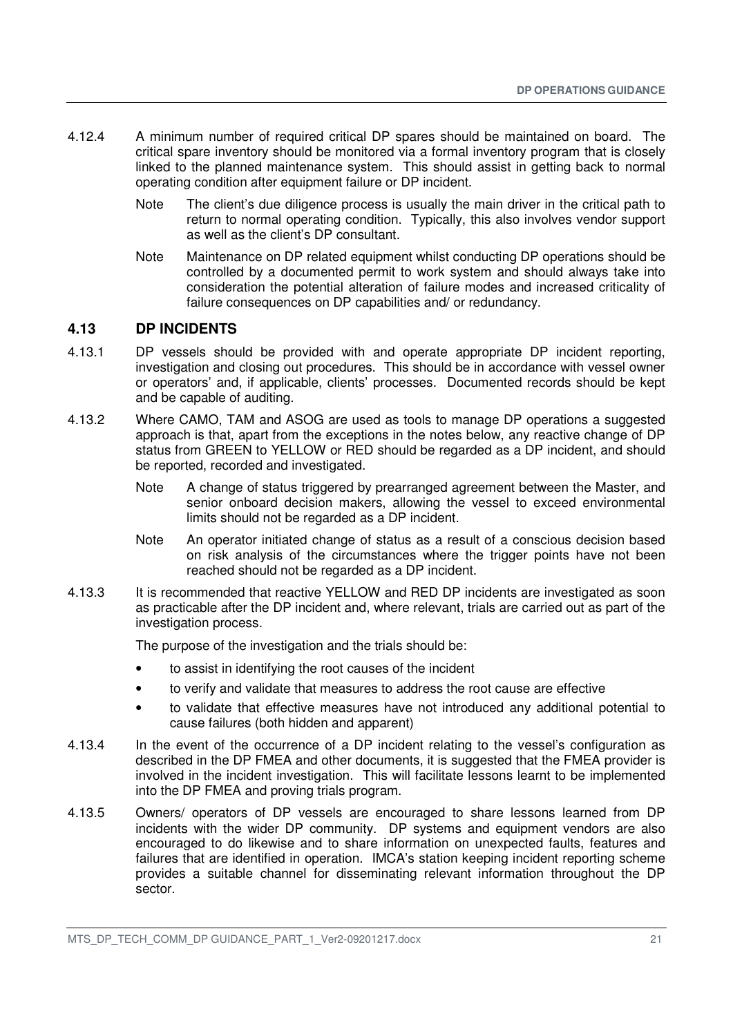4.12.4 A minimum number of required critical DP spares should be maintained on board. The critical spare inventory should be monitored via a formal inventory program that is closely linked to the planned maintenance system. This should assist in getting back to normal operating condition after equipment failure or DP incident.

Note The client's due diligence process is usually the main driver in the critical path to return to normal operating condition. Typically, this also involves vendor support as well as the client's DP consultant.

Note Maintenance on DP related equipment whilst conducting DP operations should be controlled by a documented permit to work system and should always take into consideration the potential alteration of failure modes and increased criticality of failure consequences on DP capabilities and/ or redundancy.

## 4.13 DP INCIDENTS

4.13.1 DP vessels should be provided with and operate appropriate DP incident reporting, investigation and closing out procedures. This should be in accordance with vessel owner or operators' and, if applicable, clients' processes. Documented records should be kept and be capable of auditing.

4.13.2 Where CAMO, TAM and ASOG are used as tools to manage DP operations a suggested approach is that, apart from the exceptions in the notes below, any reactive change of DP status from GREEN to YELLOW or RED should be regarded as a DP incident, and should be reported, recorded and investigated.

Note A change of status triggered by prearranged agreement between the Master, and senior onboard decision makers, allowing the vessel to exceed environmental limits should not be regarded as a DP incident.

Note An operator initiated change of status as a result of a conscious decision based on risk analysis of the circumstances where the trigger points have not been reached should not be regarded as a DP incident.

4.13.3 It is recommended that reactive YELLOW and RED DP incidents are investigated as soon as practicable after the DP incident and, where relevant, trials are carried out as part of the investigation process.

The purpose of the investigation and the trials should be:

- to assist in identifying the root causes of the incident
- to verify and validate that measures to address the root cause are effective
- to validate that effective measures have not introduced any additional potential to cause failures (both hidden and apparent)

4.13.4 In the event of the occurrence of a DP incident relating to the vessel's configuration as described in the DP FMEA and other documents, it is suggested that the FMEA provider is involved in the incident investigation. This will facilitate lessons learnt to be implemented into the DP FMEA and proving trials program.

4.13.5 Owners/ operators of DP vessels are encouraged to share lessons learned from DP incidents with the wider DP community. DP systems and equipment vendors are also encouraged to do likewise and to share information on unexpected faults, features and failures that are identified in operation. IMCA's station keeping incident reporting scheme provides a suitable channel for disseminating relevant information throughout the DP sector.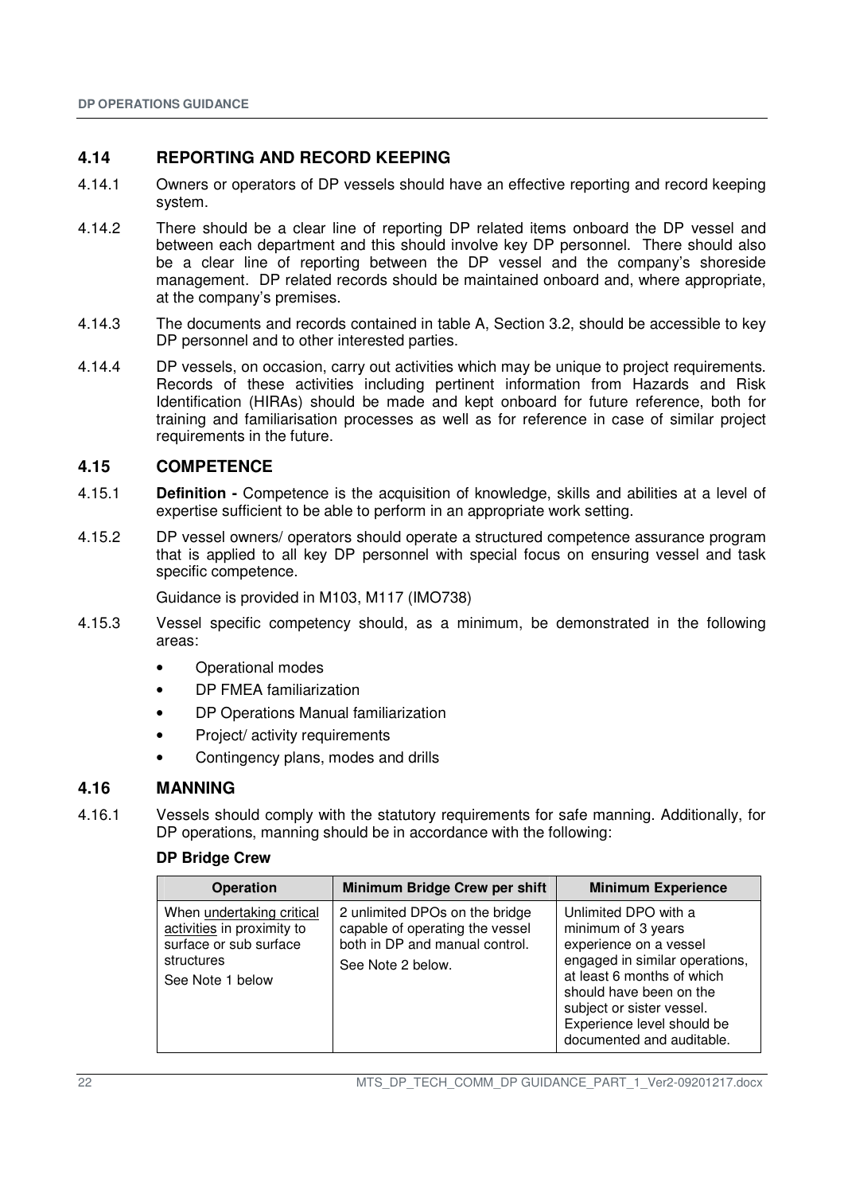## 4.14 REPORTING AND RECORD KEEPING

4.14.1 Owners or operators of DP vessels should have an effective reporting and record keeping system.

4.14.2 There should be a clear line of reporting DP related items onboard the DP vessel and between each department and this should involve key DP personnel. There should also be a clear line of reporting between the DP vessel and the company's shoreside management. DP related records should be maintained onboard and, where appropriate, at the company's premises.

4.14.3 The documents and records contained in table A, Section 3.2, should be accessible to key DP personnel and to other interested parties.

4.14.4 DP vessels, on occasion, carry out activities which may be unique to project requirements. Records of these activities including pertinent information from Hazards and Risk Identification (HIRAs) should be made and kept onboard for future reference, both for training and familiarisation processes as well as for reference in case of similar project requirements in the future.

## 4.15 COMPETENCE

4.15.1 **Definition -** Competence is the acquisition of knowledge, skills and abilities at a level of expertise sufficient to be able to perform in an appropriate work setting.

4.15.2 DP vessel owners/ operators should operate a structured competence assurance program that is applied to all key DP personnel with special focus on ensuring vessel and task specific competence.

Guidance is provided in M103, M117 (IMO738)

4.15.3 Vessel specific competency should, as a minimum, be demonstrated in the following areas:

- Operational modes
- DP FMEA familiarization
- DP Operations Manual familiarization
- Project/ activity requirements
- Contingency plans, modes and drills

## 4.16 MANNING

4.16.1 Vessels should comply with the statutory requirements for safe manning. Additionally, for DP operations, manning should be in accordance with the following:

**DP Bridge Crew**

| Operation | Minimum Bridge Crew per shift | Minimum Experience |
|---|---|---|
| When undertaking critical activities in proximity to surface or sub surface structures<br>See Note 1 below | 2 unlimited DPOs on the bridge capable of operating the vessel both in DP and manual control.<br>See Note 2 below. | Unlimited DPO with a minimum of 3 years experience on a vessel engaged in similar operations, at least 6 months of which should have been on the subject or sister vessel. Experience level should be documented and auditable. |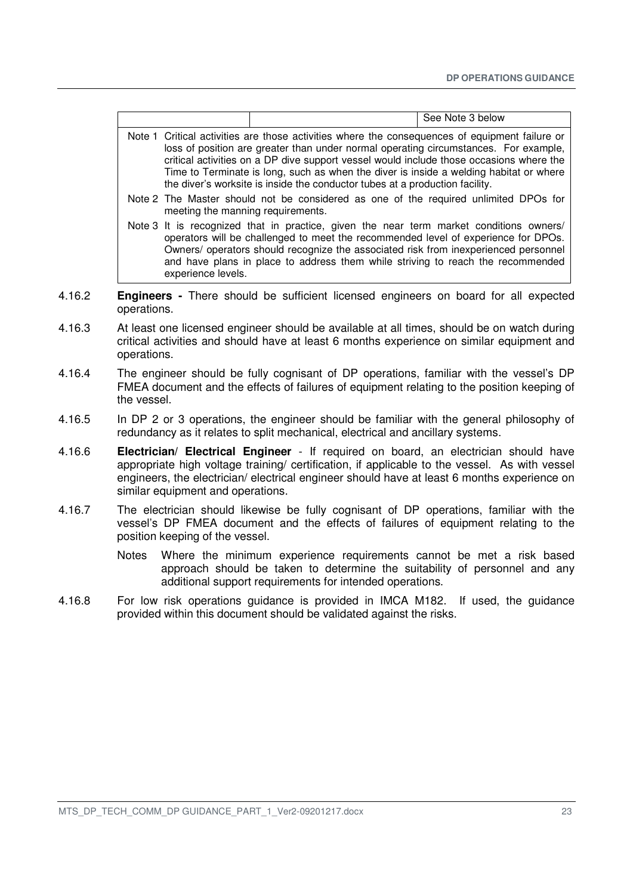| | | |
|---|---|---|
| | | See Note 3 below |

Note 1 Critical activities are those activities where the consequences of equipment failure or loss of position are greater than under normal operating circumstances. For example, critical activities on a DP dive support vessel would include those occasions where the Time to Terminate is long, such as when the diver is inside a welding habitat or where the diver's worksite is inside the conductor tubes at a production facility.

Note 2 The Master should not be considered as one of the required unlimited DPOs for meeting the manning requirements.

Note 3 It is recognized that in practice, given the near term market conditions owners/ operators will be challenged to meet the recommended level of experience for DPOs. Owners/ operators should recognize the associated risk from inexperienced personnel and have plans in place to address them while striving to reach the recommended experience levels.

4.16.2 **Engineers -** There should be sufficient licensed engineers on board for all expected operations.

4.16.3 At least one licensed engineer should be available at all times, should be on watch during critical activities and should have at least 6 months experience on similar equipment and operations.

4.16.4 The engineer should be fully cognisant of DP operations, familiar with the vessel's DP FMEA document and the effects of failures of equipment relating to the position keeping of the vessel.

4.16.5 In DP 2 or 3 operations, the engineer should be familiar with the general philosophy of redundancy as it relates to split mechanical, electrical and ancillary systems.

4.16.6 **Electrician/ Electrical Engineer** - If required on board, an electrician should have appropriate high voltage training/ certification, if applicable to the vessel. As with vessel engineers, the electrician/ electrical engineer should have at least 6 months experience on similar equipment and operations.

4.16.7 The electrician should likewise be fully cognisant of DP operations, familiar with the vessel's DP FMEA document and the effects of failures of equipment relating to the position keeping of the vessel.

Notes Where the minimum experience requirements cannot be met a risk based approach should be taken to determine the suitability of personnel and any additional support requirements for intended operations.

4.16.8 For low risk operations guidance is provided in IMCA M182. If used, the guidance provided within this document should be validated against the risks.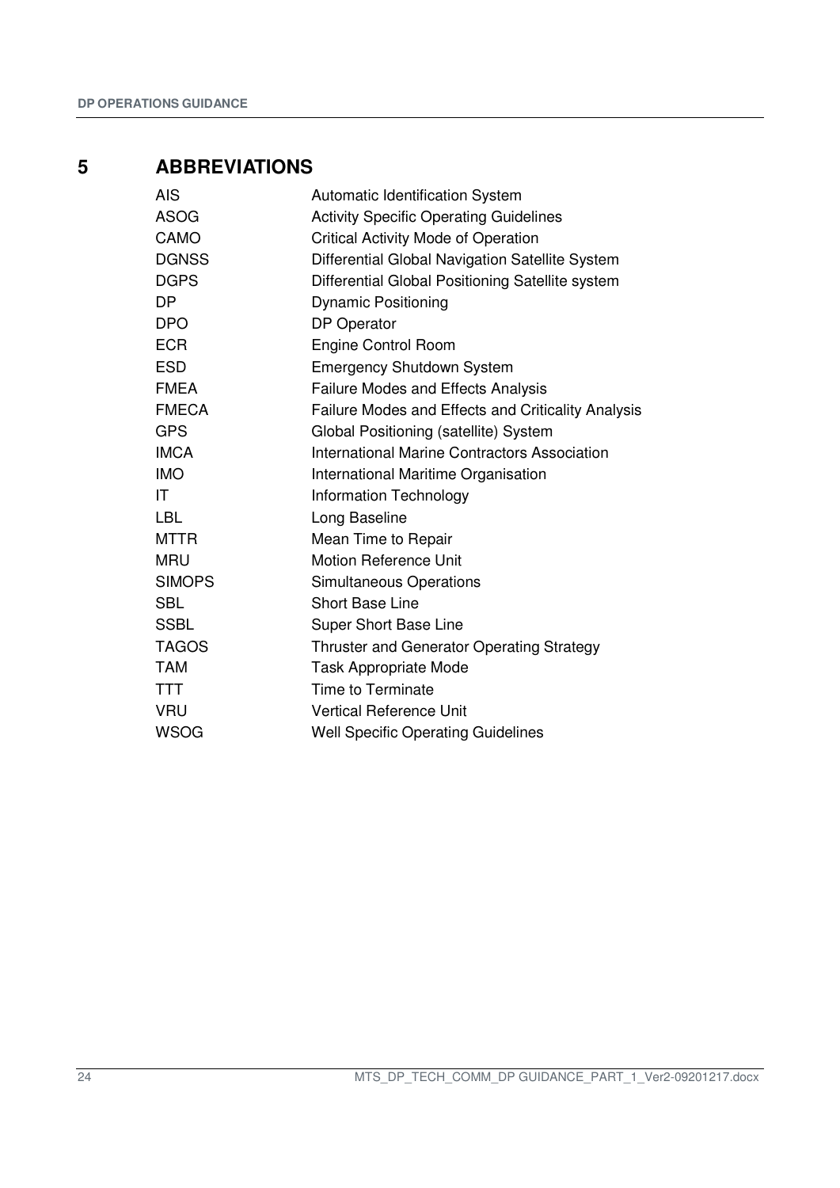# 5 ABBREVIATIONS

| | |
|---|---|
| AIS | Automatic Identification System |
| ASOG | Activity Specific Operating Guidelines |
| CAMO | Critical Activity Mode of Operation |
| DGNSS | Differential Global Navigation Satellite System |
| DGPS | Differential Global Positioning Satellite system |
| DP | Dynamic Positioning |
| DPO | DP Operator |
| ECR | Engine Control Room |
| ESD | Emergency Shutdown System |
| FMEA | Failure Modes and Effects Analysis |
| FMECA | Failure Modes and Effects and Criticality Analysis |
| GPS | Global Positioning (satellite) System |
| IMCA | International Marine Contractors Association |
| IMO | International Maritime Organisation |
| IT | Information Technology |
| LBL | Long Baseline |
| MTTR | Mean Time to Repair |
| MRU | Motion Reference Unit |
| SIMOPS | Simultaneous Operations |
| SBL | Short Base Line |
| SSBL | Super Short Base Line |
| TAGOS | Thruster and Generator Operating Strategy |
| TAM | Task Appropriate Mode |
| TTT | Time to Terminate |
| VRU | Vertical Reference Unit |
| WSOG | Well Specific Operating Guidelines |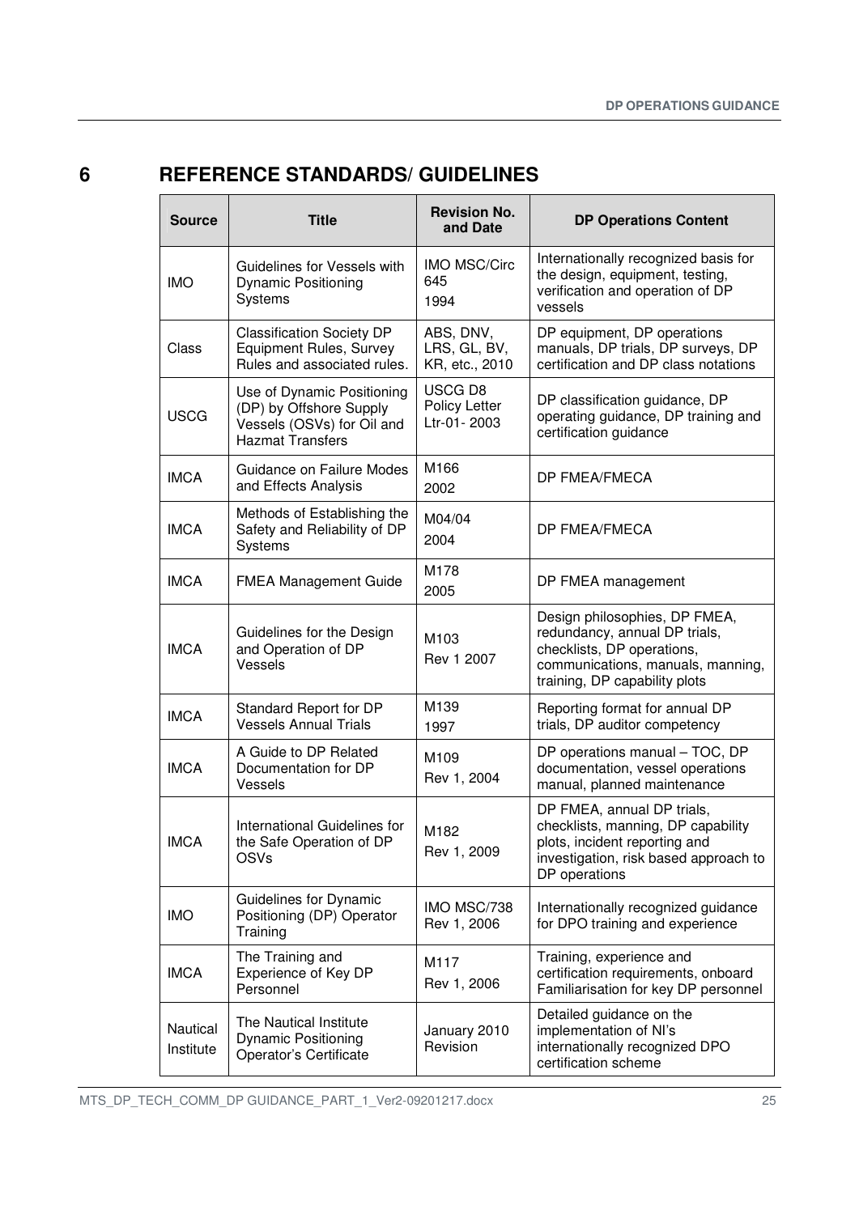# 6 REFERENCE STANDARDS/ GUIDELINES

| Source | Title | Revision No. and Date | DP Operations Content |
|---|---|---|---|
| IMO | Guidelines for Vessels with Dynamic Positioning Systems | IMO MSC/Circ 645<br>1994 | Internationally recognized basis for the design, equipment, testing, verification and operation of DP vessels |
| Class | Classification Society DP Equipment Rules, Survey Rules and associated rules. | ABS, DNV, LRS, GL, BV, KR, etc., 2010 | DP equipment, DP operations manuals, DP trials, DP surveys, DP certification and DP class notations |
| USCG | Use of Dynamic Positioning (DP) by Offshore Supply Vessels (OSVs) for Oil and Hazmat Transfers | USCG D8 Policy Letter Ltr-01- 2003 | DP classification guidance, DP operating guidance, DP training and certification guidance |
| IMCA | Guidance on Failure Modes and Effects Analysis | M166<br>2002 | DP FMEA/FMECA |
| IMCA | Methods of Establishing the Safety and Reliability of DP Systems | M04/04<br>2004 | DP FMEA/FMECA |
| IMCA | FMEA Management Guide | M178<br>2005 | DP FMEA management |
| IMCA | Guidelines for the Design and Operation of DP Vessels | M103<br>Rev 1 2007 | Design philosophies, DP FMEA, redundancy, annual DP trials, checklists, DP operations, communications, manuals, manning, training, DP capability plots |
| IMCA | Standard Report for DP Vessels Annual Trials | M139<br>1997 | Reporting format for annual DP trials, DP auditor competency |
| IMCA | A Guide to DP Related Documentation for DP Vessels | M109<br>Rev 1, 2004 | DP operations manual – TOC, DP documentation, vessel operations manual, planned maintenance |
| IMCA | International Guidelines for the Safe Operation of DP OSVs | M182<br>Rev 1, 2009 | DP FMEA, annual DP trials, checklists, manning, DP capability plots, incident reporting and investigation, risk based approach to DP operations |
| IMO | Guidelines for Dynamic Positioning (DP) Operator Training | IMO MSC/738 Rev 1, 2006 | Internationally recognized guidance for DPO training and experience |
| IMCA | The Training and Experience of Key DP Personnel | M117<br>Rev 1, 2006 | Training, experience and certification requirements, onboard Familiarisation for key DP personnel |
| Nautical Institute | The Nautical Institute Dynamic Positioning Operator's Certificate | January 2010 Revision | Detailed guidance on the implementation of NI's internationally recognized DPO certification scheme |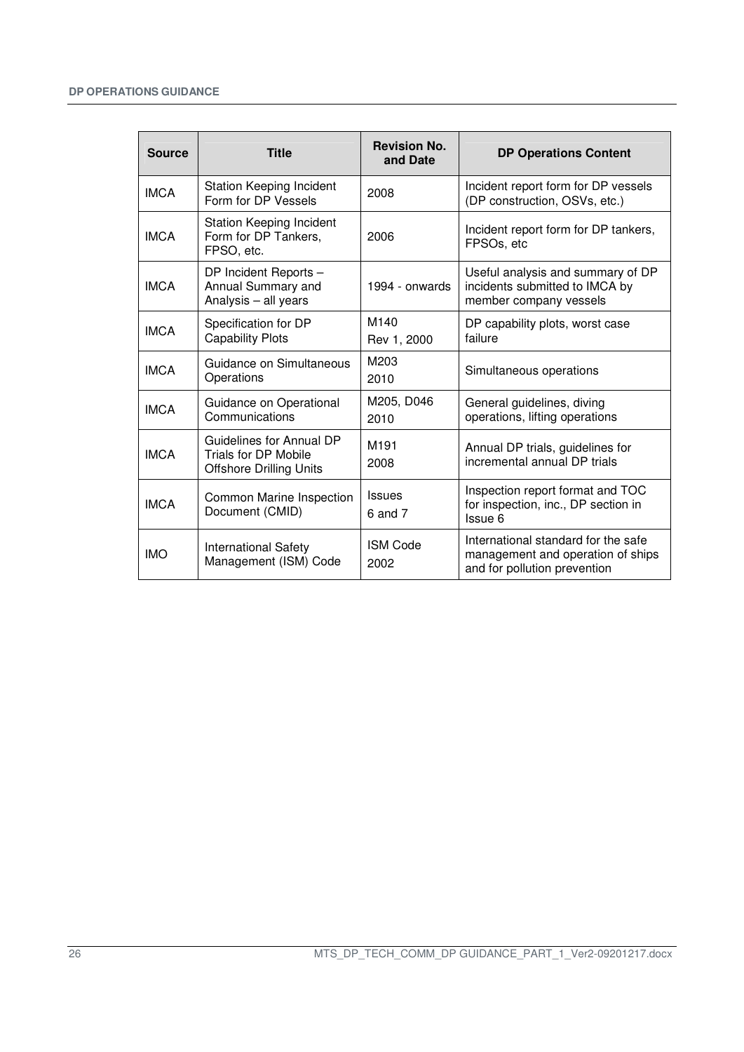| Source | Title | Revision No. and Date | DP Operations Content |
|---|---|---|---|
| IMCA | Station Keeping Incident Form for DP Vessels | 2008 | Incident report form for DP vessels (DP construction, OSVs, etc.) |
| IMCA | Station Keeping Incident Form for DP Tankers, FPSO, etc. | 2006 | Incident report form for DP tankers, FPSOs, etc |
| IMCA | DP Incident Reports – Annual Summary and Analysis – all years | 1994 - onwards | Useful analysis and summary of DP incidents submitted to IMCA by member company vessels |
| IMCA | Specification for DP Capability Plots | M140 Rev 1, 2000 | DP capability plots, worst case failure |
| IMCA | Guidance on Simultaneous Operations | M203 2010 | Simultaneous operations |
| IMCA | Guidance on Operational Communications | M205, D046 2010 | General guidelines, diving operations, lifting operations |
| IMCA | Guidelines for Annual DP Trials for DP Mobile Offshore Drilling Units | M191 2008 | Annual DP trials, guidelines for incremental annual DP trials |
| IMCA | Common Marine Inspection Document (CMID) | Issues 6 and 7 | Inspection report format and TOC for inspection, inc., DP section in Issue 6 |
| IMO | International Safety Management (ISM) Code | ISM Code 2002 | International standard for the safe management and operation of ships and for pollution prevention |